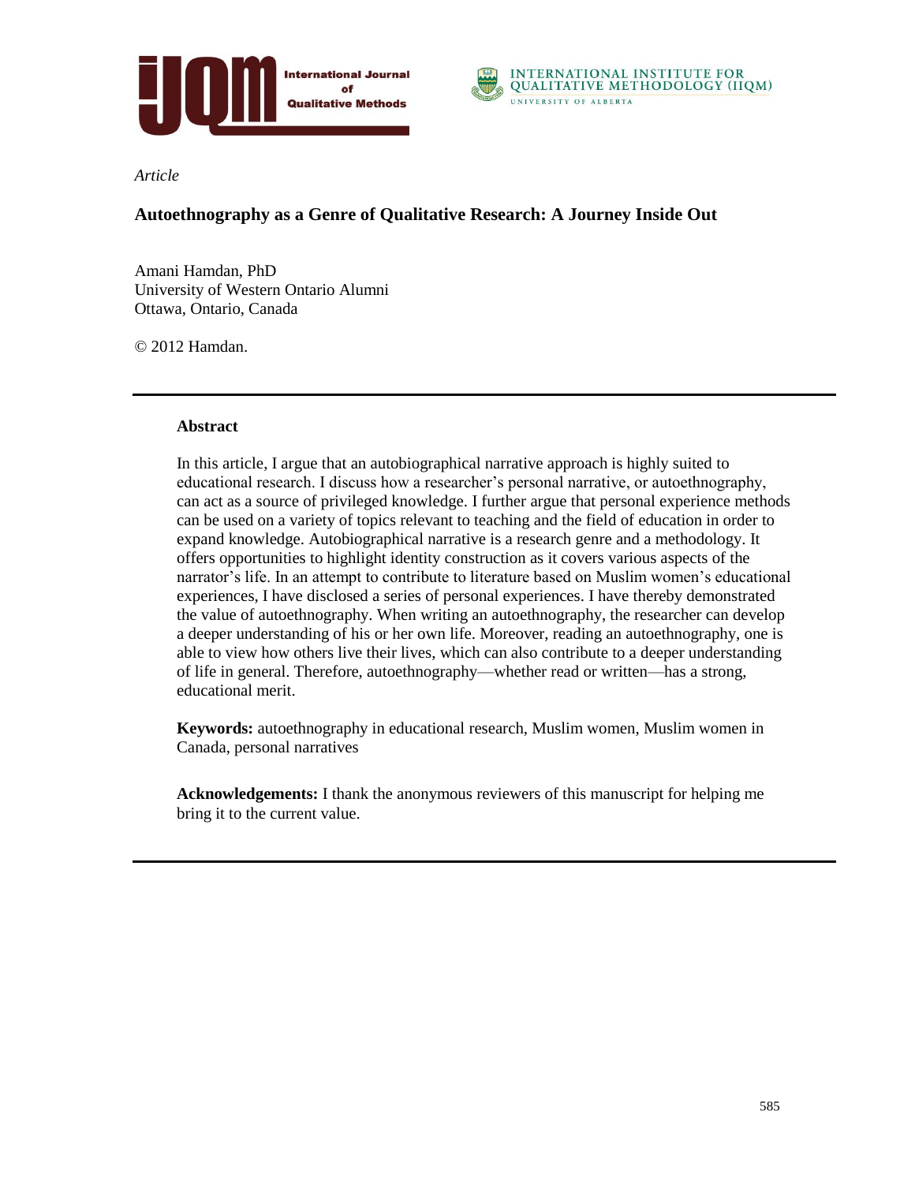*Article*

# Autoethnography as a Genre of Qualitative Research: A Journey Inside Out

Amani Hamdan, PhD
University of Western Ontario Alumni
Ottawa, Ontario, Canada

© 2012 Hamdan.

## Abstract

In this article, I argue that an autobiographical narrative approach is highly suited to educational research. I discuss how a researcher's personal narrative, or autoethnography, can act as a source of privileged knowledge. I further argue that personal experience methods can be used on a variety of topics relevant to teaching and the field of education in order to expand knowledge. Autobiographical narrative is a research genre and a methodology. It offers opportunities to highlight identity construction as it covers various aspects of the narrator's life. In an attempt to contribute to literature based on Muslim women's educational experiences, I have disclosed a series of personal experiences. I have thereby demonstrated the value of autoethnography. When writing an autoethnography, the researcher can develop a deeper understanding of his or her own life. Moreover, reading an autoethnography, one is able to view how others live their lives, which can also contribute to a deeper understanding of life in general. Therefore, autoethnography—whether read or written—has a strong, educational merit.

**Keywords:** autoethnography in educational research, Muslim women, Muslim women in Canada, personal narratives

**Acknowledgements:** I thank the anonymous reviewers of this manuscript for helping me bring it to the current value.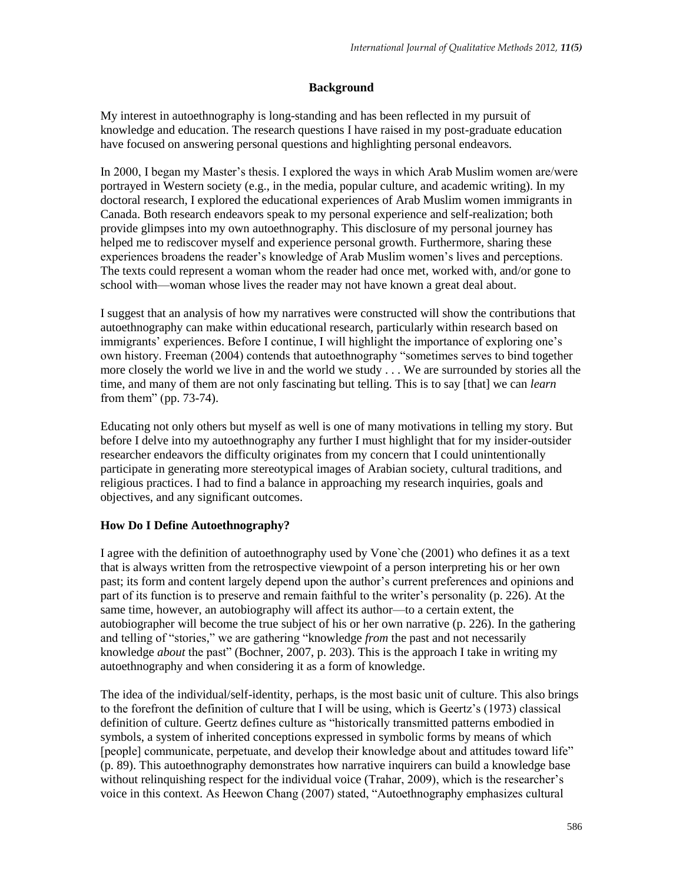## Background

My interest in autoethnography is long-standing and has been reflected in my pursuit of knowledge and education. The research questions I have raised in my post-graduate education have focused on answering personal questions and highlighting personal endeavors.

In 2000, I began my Master's thesis. I explored the ways in which Arab Muslim women are/were portrayed in Western society (e.g., in the media, popular culture, and academic writing). In my doctoral research, I explored the educational experiences of Arab Muslim women immigrants in Canada. Both research endeavors speak to my personal experience and self-realization; both provide glimpses into my own autoethnography. This disclosure of my personal journey has helped me to rediscover myself and experience personal growth. Furthermore, sharing these experiences broadens the reader's knowledge of Arab Muslim women's lives and perceptions. The texts could represent a woman whom the reader had once met, worked with, and/or gone to school with—woman whose lives the reader may not have known a great deal about.

I suggest that an analysis of how my narratives were constructed will show the contributions that autoethnography can make within educational research, particularly within research based on immigrants' experiences. Before I continue, I will highlight the importance of exploring one's own history. Freeman (2004) contends that autoethnography "sometimes serves to bind together more closely the world we live in and the world we study . . . We are surrounded by stories all the time, and many of them are not only fascinating but telling. This is to say [that] we can *learn* from them" (pp. 73-74).

Educating not only others but myself as well is one of many motivations in telling my story. But before I delve into my autoethnography any further I must highlight that for my insider-outsider researcher endeavors the difficulty originates from my concern that I could unintentionally participate in generating more stereotypical images of Arabian society, cultural traditions, and religious practices. I had to find a balance in approaching my research inquiries, goals and objectives, and any significant outcomes.

### How Do I Define Autoethnography?

I agree with the definition of autoethnography used by Vone`che (2001) who defines it as a text that is always written from the retrospective viewpoint of a person interpreting his or her own past; its form and content largely depend upon the author's current preferences and opinions and part of its function is to preserve and remain faithful to the writer's personality (p. 226). At the same time, however, an autobiography will affect its author—to a certain extent, the autobiographer will become the true subject of his or her own narrative (p. 226). In the gathering and telling of "stories," we are gathering "knowledge *from* the past and not necessarily knowledge *about* the past" (Bochner, 2007, p. 203). This is the approach I take in writing my autoethnography and when considering it as a form of knowledge.

The idea of the individual/self-identity, perhaps, is the most basic unit of culture. This also brings to the forefront the definition of culture that I will be using, which is Geertz's (1973) classical definition of culture. Geertz defines culture as "historically transmitted patterns embodied in symbols, a system of inherited conceptions expressed in symbolic forms by means of which [people] communicate, perpetuate, and develop their knowledge about and attitudes toward life" (p. 89). This autoethnography demonstrates how narrative inquirers can build a knowledge base without relinquishing respect for the individual voice (Trahar, 2009), which is the researcher's voice in this context. As Heewon Chang (2007) stated, "Autoethnography emphasizes cultural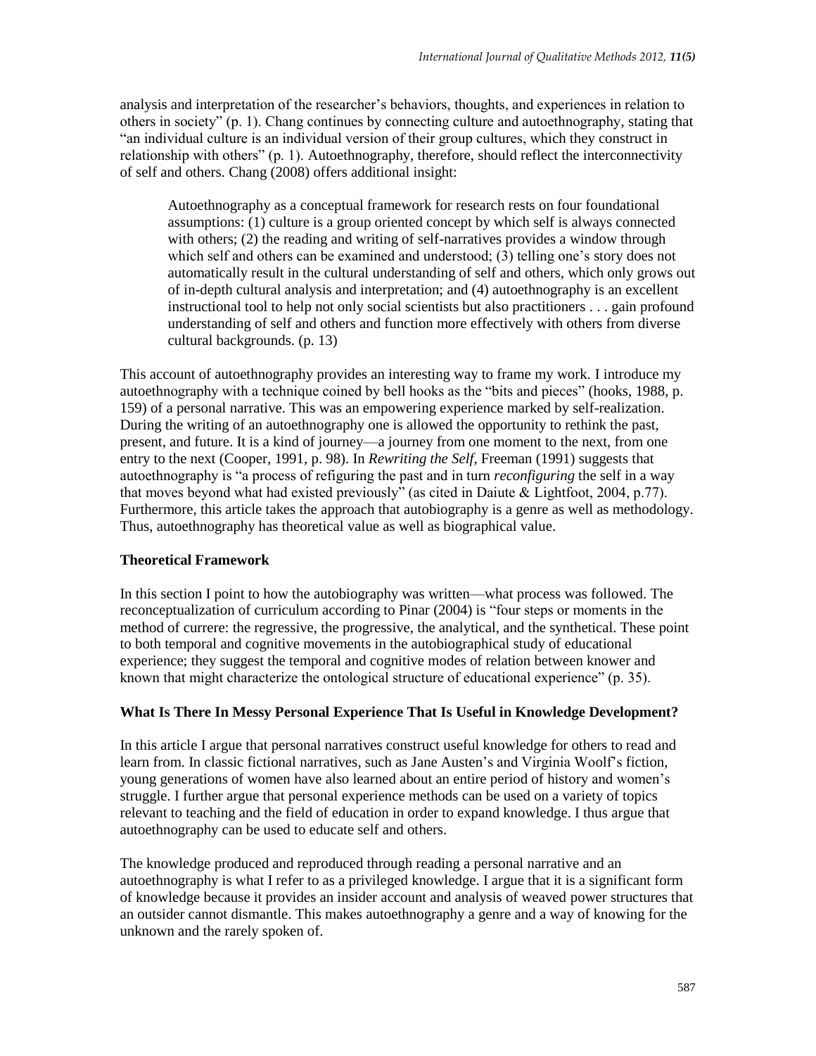analysis and interpretation of the researcher's behaviors, thoughts, and experiences in relation to others in society" (p. 1). Chang continues by connecting culture and autoethnography, stating that "an individual culture is an individual version of their group cultures, which they construct in relationship with others" (p. 1). Autoethnography, therefore, should reflect the interconnectivity of self and others. Chang (2008) offers additional insight:

> Autoethnography as a conceptual framework for research rests on four foundational assumptions: (1) culture is a group oriented concept by which self is always connected with others; (2) the reading and writing of self-narratives provides a window through which self and others can be examined and understood; (3) telling one's story does not automatically result in the cultural understanding of self and others, which only grows out of in-depth cultural analysis and interpretation; and (4) autoethnography is an excellent instructional tool to help not only social scientists but also practitioners . . . gain profound understanding of self and others and function more effectively with others from diverse cultural backgrounds. (p. 13)

This account of autoethnography provides an interesting way to frame my work. I introduce my autoethnography with a technique coined by bell hooks as the "bits and pieces" (hooks, 1988, p. 159) of a personal narrative. This was an empowering experience marked by self-realization. During the writing of an autoethnography one is allowed the opportunity to rethink the past, present, and future. It is a kind of journey—a journey from one moment to the next, from one entry to the next (Cooper, 1991, p. 98). In *Rewriting the Self*, Freeman (1991) suggests that autoethnography is "a process of refiguring the past and in turn *reconfiguring* the self in a way that moves beyond what had existed previously" (as cited in Daiute & Lightfoot, 2004, p.77). Furthermore, this article takes the approach that autobiography is a genre as well as methodology. Thus, autoethnography has theoretical value as well as biographical value.

**Theoretical Framework**

In this section I point to how the autobiography was written—what process was followed. The reconceptualization of curriculum according to Pinar (2004) is "four steps or moments in the method of currere: the regressive, the progressive, the analytical, and the synthetical. These point to both temporal and cognitive movements in the autobiographical study of educational experience; they suggest the temporal and cognitive modes of relation between knower and known that might characterize the ontological structure of educational experience" (p. 35).

**What Is There In Messy Personal Experience That Is Useful in Knowledge Development?**

In this article I argue that personal narratives construct useful knowledge for others to read and learn from. In classic fictional narratives, such as Jane Austen's and Virginia Woolf's fiction, young generations of women have also learned about an entire period of history and women's struggle. I further argue that personal experience methods can be used on a variety of topics relevant to teaching and the field of education in order to expand knowledge. I thus argue that autoethnography can be used to educate self and others.

The knowledge produced and reproduced through reading a personal narrative and an autoethnography is what I refer to as a privileged knowledge. I argue that it is a significant form of knowledge because it provides an insider account and analysis of weaved power structures that an outsider cannot dismantle. This makes autoethnography a genre and a way of knowing for the unknown and the rarely spoken of.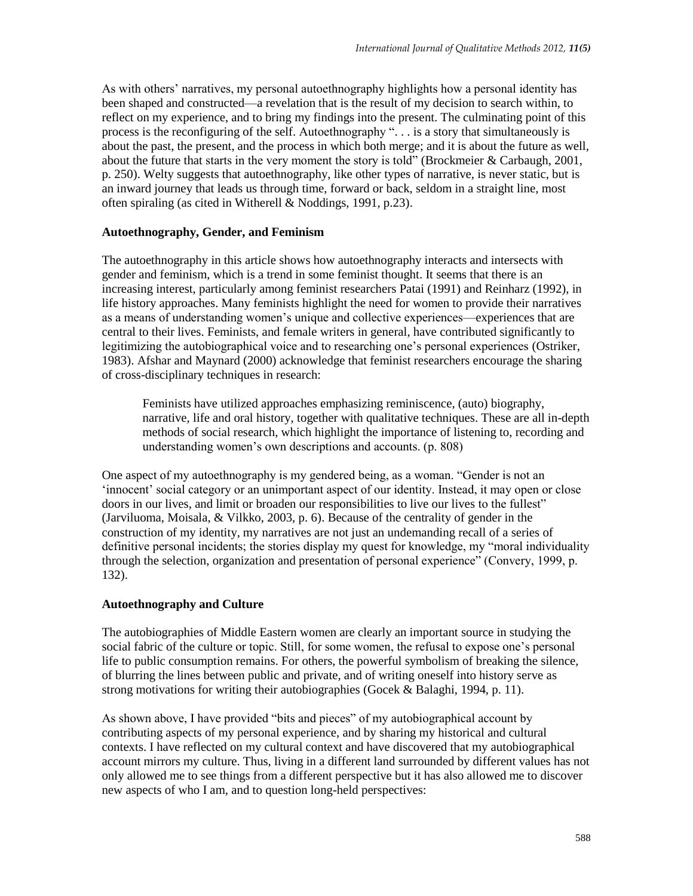As with others' narratives, my personal autoethnography highlights how a personal identity has been shaped and constructed—a revelation that is the result of my decision to search within, to reflect on my experience, and to bring my findings into the present. The culminating point of this process is the reconfiguring of the self. Autoethnography ". . . is a story that simultaneously is about the past, the present, and the process in which both merge; and it is about the future as well, about the future that starts in the very moment the story is told" (Brockmeier & Carbaugh, 2001, p. 250). Welty suggests that autoethnography, like other types of narrative, is never static, but is an inward journey that leads us through time, forward or back, seldom in a straight line, most often spiraling (as cited in Witherell & Noddings, 1991, p.23).

**Autoethnography, Gender, and Feminism**

The autoethnography in this article shows how autoethnography interacts and intersects with gender and feminism, which is a trend in some feminist thought. It seems that there is an increasing interest, particularly among feminist researchers Patai (1991) and Reinharz (1992), in life history approaches. Many feminists highlight the need for women to provide their narratives as a means of understanding women's unique and collective experiences—experiences that are central to their lives. Feminists, and female writers in general, have contributed significantly to legitimizing the autobiographical voice and to researching one's personal experiences (Ostriker, 1983). Afshar and Maynard (2000) acknowledge that feminist researchers encourage the sharing of cross-disciplinary techniques in research:

> Feminists have utilized approaches emphasizing reminiscence, (auto) biography, narrative, life and oral history, together with qualitative techniques. These are all in-depth methods of social research, which highlight the importance of listening to, recording and understanding women's own descriptions and accounts. (p. 808)

One aspect of my autoethnography is my gendered being, as a woman. "Gender is not an 'innocent' social category or an unimportant aspect of our identity. Instead, it may open or close doors in our lives, and limit or broaden our responsibilities to live our lives to the fullest" (Jarviluoma, Moisala, & Vilkko, 2003, p. 6). Because of the centrality of gender in the construction of my identity, my narratives are not just an undemanding recall of a series of definitive personal incidents; the stories display my quest for knowledge, my "moral individuality through the selection, organization and presentation of personal experience" (Convery, 1999, p. 132).

**Autoethnography and Culture**

The autobiographies of Middle Eastern women are clearly an important source in studying the social fabric of the culture or topic. Still, for some women, the refusal to expose one's personal life to public consumption remains. For others, the powerful symbolism of breaking the silence, of blurring the lines between public and private, and of writing oneself into history serve as strong motivations for writing their autobiographies (Gocek & Balaghi, 1994, p. 11).

As shown above, I have provided "bits and pieces" of my autobiographical account by contributing aspects of my personal experience, and by sharing my historical and cultural contexts. I have reflected on my cultural context and have discovered that my autobiographical account mirrors my culture. Thus, living in a different land surrounded by different values has not only allowed me to see things from a different perspective but it has also allowed me to discover new aspects of who I am, and to question long-held perspectives: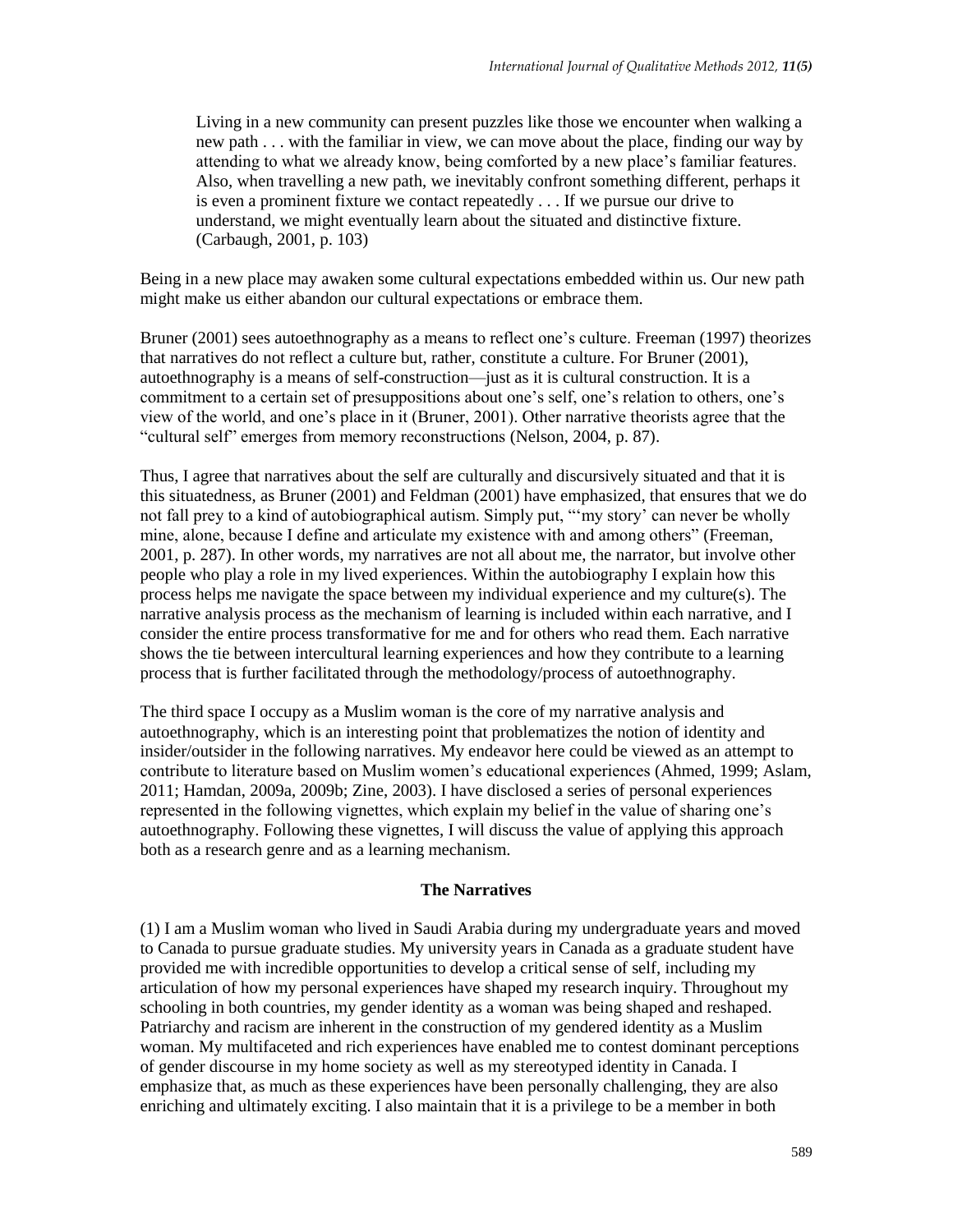> Living in a new community can present puzzles like those we encounter when walking a new path . . . with the familiar in view, we can move about the place, finding our way by attending to what we already know, being comforted by a new place's familiar features. Also, when travelling a new path, we inevitably confront something different, perhaps it is even a prominent fixture we contact repeatedly . . . If we pursue our drive to understand, we might eventually learn about the situated and distinctive fixture. (Carbaugh, 2001, p. 103)

Being in a new place may awaken some cultural expectations embedded within us. Our new path might make us either abandon our cultural expectations or embrace them.

Bruner (2001) sees autoethnography as a means to reflect one's culture. Freeman (1997) theorizes that narratives do not reflect a culture but, rather, constitute a culture. For Bruner (2001), autoethnography is a means of self-construction—just as it is cultural construction. It is a commitment to a certain set of presuppositions about one's self, one's relation to others, one's view of the world, and one's place in it (Bruner, 2001). Other narrative theorists agree that the "cultural self" emerges from memory reconstructions (Nelson, 2004, p. 87).

Thus, I agree that narratives about the self are culturally and discursively situated and that it is this situatedness, as Bruner (2001) and Feldman (2001) have emphasized, that ensures that we do not fall prey to a kind of autobiographical autism. Simply put, "'my story' can never be wholly mine, alone, because I define and articulate my existence with and among others" (Freeman, 2001, p. 287). In other words, my narratives are not all about me, the narrator, but involve other people who play a role in my lived experiences. Within the autobiography I explain how this process helps me navigate the space between my individual experience and my culture(s). The narrative analysis process as the mechanism of learning is included within each narrative, and I consider the entire process transformative for me and for others who read them. Each narrative shows the tie between intercultural learning experiences and how they contribute to a learning process that is further facilitated through the methodology/process of autoethnography.

The third space I occupy as a Muslim woman is the core of my narrative analysis and autoethnography, which is an interesting point that problematizes the notion of identity and insider/outsider in the following narratives. My endeavor here could be viewed as an attempt to contribute to literature based on Muslim women's educational experiences (Ahmed, 1999; Aslam, 2011; Hamdan, 2009a, 2009b; Zine, 2003). I have disclosed a series of personal experiences represented in the following vignettes, which explain my belief in the value of sharing one's autoethnography. Following these vignettes, I will discuss the value of applying this approach both as a research genre and as a learning mechanism.

## The Narratives

(1) I am a Muslim woman who lived in Saudi Arabia during my undergraduate years and moved to Canada to pursue graduate studies. My university years in Canada as a graduate student have provided me with incredible opportunities to develop a critical sense of self, including my articulation of how my personal experiences have shaped my research inquiry. Throughout my schooling in both countries, my gender identity as a woman was being shaped and reshaped. Patriarchy and racism are inherent in the construction of my gendered identity as a Muslim woman. My multifaceted and rich experiences have enabled me to contest dominant perceptions of gender discourse in my home society as well as my stereotyped identity in Canada. I emphasize that, as much as these experiences have been personally challenging, they are also enriching and ultimately exciting. I also maintain that it is a privilege to be a member in both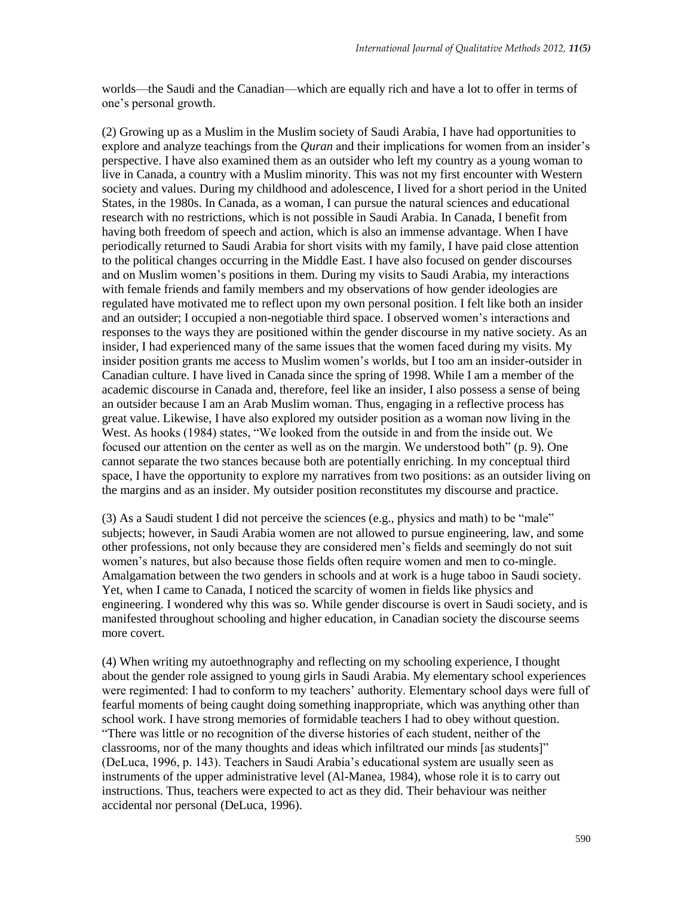worlds—the Saudi and the Canadian—which are equally rich and have a lot to offer in terms of one's personal growth.

(2) Growing up as a Muslim in the Muslim society of Saudi Arabia, I have had opportunities to explore and analyze teachings from the *Quran* and their implications for women from an insider's perspective. I have also examined them as an outsider who left my country as a young woman to live in Canada, a country with a Muslim minority. This was not my first encounter with Western society and values. During my childhood and adolescence, I lived for a short period in the United States, in the 1980s. In Canada, as a woman, I can pursue the natural sciences and educational research with no restrictions, which is not possible in Saudi Arabia. In Canada, I benefit from having both freedom of speech and action, which is also an immense advantage. When I have periodically returned to Saudi Arabia for short visits with my family, I have paid close attention to the political changes occurring in the Middle East. I have also focused on gender discourses and on Muslim women's positions in them. During my visits to Saudi Arabia, my interactions with female friends and family members and my observations of how gender ideologies are regulated have motivated me to reflect upon my own personal position. I felt like both an insider and an outsider; I occupied a non-negotiable third space. I observed women's interactions and responses to the ways they are positioned within the gender discourse in my native society. As an insider, I had experienced many of the same issues that the women faced during my visits. My insider position grants me access to Muslim women's worlds, but I too am an insider-outsider in Canadian culture. I have lived in Canada since the spring of 1998. While I am a member of the academic discourse in Canada and, therefore, feel like an insider, I also possess a sense of being an outsider because I am an Arab Muslim woman. Thus, engaging in a reflective process has great value. Likewise, I have also explored my outsider position as a woman now living in the West. As hooks (1984) states, "We looked from the outside in and from the inside out. We focused our attention on the center as well as on the margin. We understood both" (p. 9). One cannot separate the two stances because both are potentially enriching. In my conceptual third space, I have the opportunity to explore my narratives from two positions: as an outsider living on the margins and as an insider. My outsider position reconstitutes my discourse and practice.

(3) As a Saudi student I did not perceive the sciences (e.g., physics and math) to be "male" subjects; however, in Saudi Arabia women are not allowed to pursue engineering, law, and some other professions, not only because they are considered men's fields and seemingly do not suit women's natures, but also because those fields often require women and men to co-mingle. Amalgamation between the two genders in schools and at work is a huge taboo in Saudi society. Yet, when I came to Canada, I noticed the scarcity of women in fields like physics and engineering. I wondered why this was so. While gender discourse is overt in Saudi society, and is manifested throughout schooling and higher education, in Canadian society the discourse seems more covert.

(4) When writing my autoethnography and reflecting on my schooling experience, I thought about the gender role assigned to young girls in Saudi Arabia. My elementary school experiences were regimented: I had to conform to my teachers' authority. Elementary school days were full of fearful moments of being caught doing something inappropriate, which was anything other than school work. I have strong memories of formidable teachers I had to obey without question. "There was little or no recognition of the diverse histories of each student, neither of the classrooms, nor of the many thoughts and ideas which infiltrated our minds [as students]" (DeLuca, 1996, p. 143). Teachers in Saudi Arabia's educational system are usually seen as instruments of the upper administrative level (Al-Manea, 1984), whose role it is to carry out instructions. Thus, teachers were expected to act as they did. Their behaviour was neither accidental nor personal (DeLuca, 1996).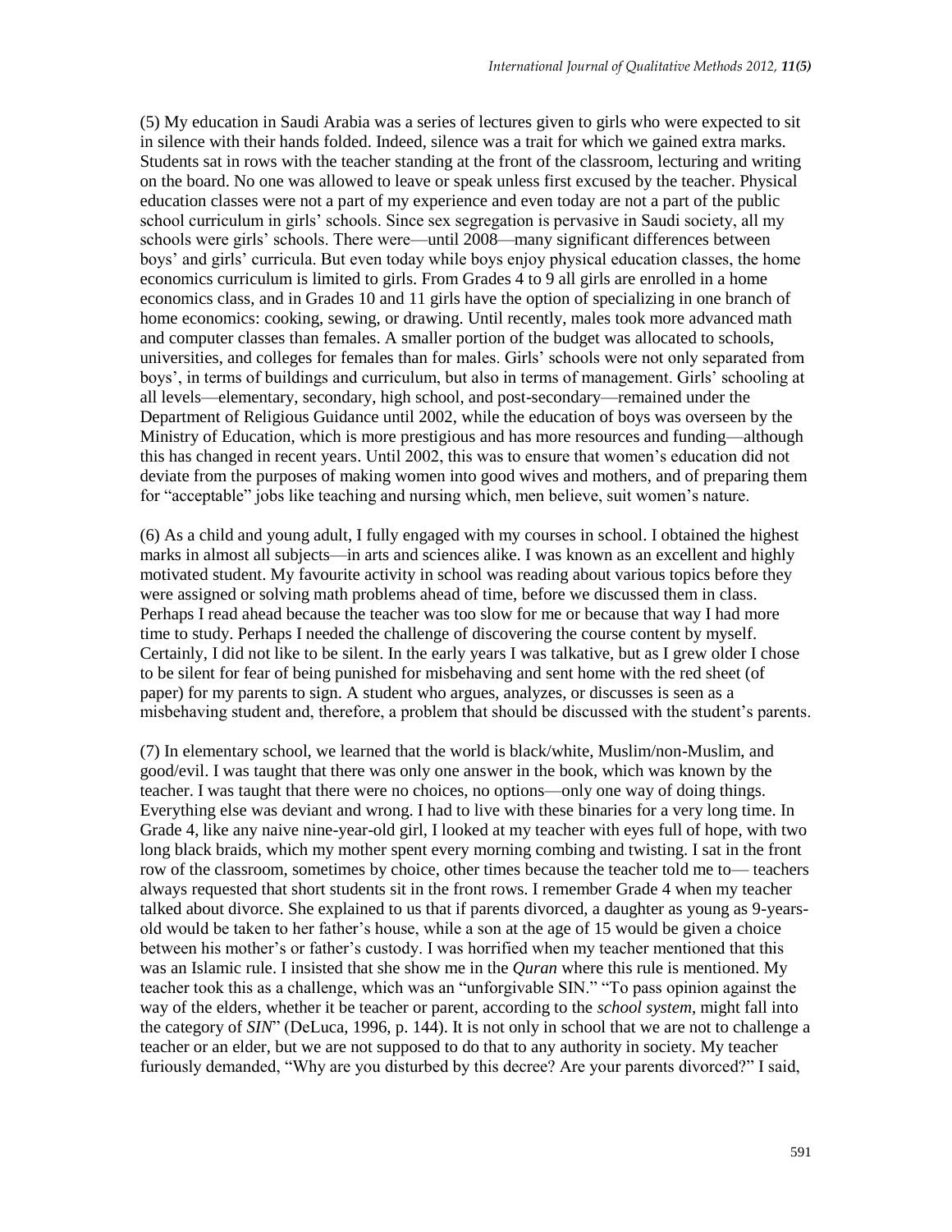(5) My education in Saudi Arabia was a series of lectures given to girls who were expected to sit in silence with their hands folded. Indeed, silence was a trait for which we gained extra marks. Students sat in rows with the teacher standing at the front of the classroom, lecturing and writing on the board. No one was allowed to leave or speak unless first excused by the teacher. Physical education classes were not a part of my experience and even today are not a part of the public school curriculum in girls' schools. Since sex segregation is pervasive in Saudi society, all my schools were girls' schools. There were—until 2008—many significant differences between boys' and girls' curricula. But even today while boys enjoy physical education classes, the home economics curriculum is limited to girls. From Grades 4 to 9 all girls are enrolled in a home economics class, and in Grades 10 and 11 girls have the option of specializing in one branch of home economics: cooking, sewing, or drawing. Until recently, males took more advanced math and computer classes than females. A smaller portion of the budget was allocated to schools, universities, and colleges for females than for males. Girls' schools were not only separated from boys', in terms of buildings and curriculum, but also in terms of management. Girls' schooling at all levels—elementary, secondary, high school, and post-secondary—remained under the Department of Religious Guidance until 2002, while the education of boys was overseen by the Ministry of Education, which is more prestigious and has more resources and funding—although this has changed in recent years. Until 2002, this was to ensure that women's education did not deviate from the purposes of making women into good wives and mothers, and of preparing them for "acceptable" jobs like teaching and nursing which, men believe, suit women's nature.

(6) As a child and young adult, I fully engaged with my courses in school. I obtained the highest marks in almost all subjects—in arts and sciences alike. I was known as an excellent and highly motivated student. My favourite activity in school was reading about various topics before they were assigned or solving math problems ahead of time, before we discussed them in class. Perhaps I read ahead because the teacher was too slow for me or because that way I had more time to study. Perhaps I needed the challenge of discovering the course content by myself. Certainly, I did not like to be silent. In the early years I was talkative, but as I grew older I chose to be silent for fear of being punished for misbehaving and sent home with the red sheet (of paper) for my parents to sign. A student who argues, analyzes, or discusses is seen as a misbehaving student and, therefore, a problem that should be discussed with the student's parents.

(7) In elementary school, we learned that the world is black/white, Muslim/non-Muslim, and good/evil. I was taught that there was only one answer in the book, which was known by the teacher. I was taught that there were no choices, no options—only one way of doing things. Everything else was deviant and wrong. I had to live with these binaries for a very long time. In Grade 4, like any naive nine-year-old girl, I looked at my teacher with eyes full of hope, with two long black braids, which my mother spent every morning combing and twisting. I sat in the front row of the classroom, sometimes by choice, other times because the teacher told me to— teachers always requested that short students sit in the front rows. I remember Grade 4 when my teacher talked about divorce. She explained to us that if parents divorced, a daughter as young as 9-years-old would be taken to her father's house, while a son at the age of 15 would be given a choice between his mother's or father's custody. I was horrified when my teacher mentioned that this was an Islamic rule. I insisted that she show me in the *Quran* where this rule is mentioned. My teacher took this as a challenge, which was an "unforgivable SIN." "To pass opinion against the way of the elders, whether it be teacher or parent, according to the *school system*, might fall into the category of *SIN*" (DeLuca, 1996, p. 144). It is not only in school that we are not to challenge a teacher or an elder, but we are not supposed to do that to any authority in society. My teacher furiously demanded, "Why are you disturbed by this decree? Are your parents divorced?" I said,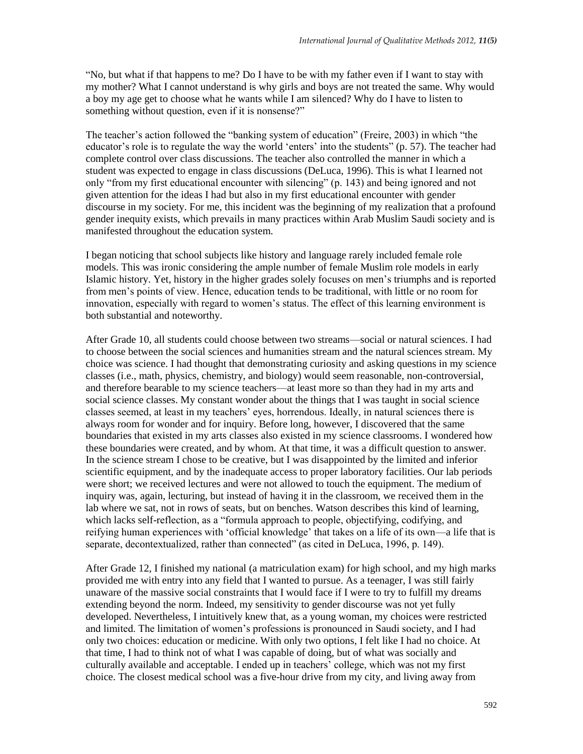"No, but what if that happens to me? Do I have to be with my father even if I want to stay with my mother? What I cannot understand is why girls and boys are not treated the same. Why would a boy my age get to choose what he wants while I am silenced? Why do I have to listen to something without question, even if it is nonsense?"

The teacher's action followed the "banking system of education" (Freire, 2003) in which "the educator's role is to regulate the way the world 'enters' into the students" (p. 57). The teacher had complete control over class discussions. The teacher also controlled the manner in which a student was expected to engage in class discussions (DeLuca, 1996). This is what I learned not only "from my first educational encounter with silencing" (p. 143) and being ignored and not given attention for the ideas I had but also in my first educational encounter with gender discourse in my society. For me, this incident was the beginning of my realization that a profound gender inequity exists, which prevails in many practices within Arab Muslim Saudi society and is manifested throughout the education system.

I began noticing that school subjects like history and language rarely included female role models. This was ironic considering the ample number of female Muslim role models in early Islamic history. Yet, history in the higher grades solely focuses on men's triumphs and is reported from men's points of view. Hence, education tends to be traditional, with little or no room for innovation, especially with regard to women's status. The effect of this learning environment is both substantial and noteworthy.

After Grade 10, all students could choose between two streams—social or natural sciences. I had to choose between the social sciences and humanities stream and the natural sciences stream. My choice was science. I had thought that demonstrating curiosity and asking questions in my science classes (i.e., math, physics, chemistry, and biology) would seem reasonable, non-controversial, and therefore bearable to my science teachers—at least more so than they had in my arts and social science classes. My constant wonder about the things that I was taught in social science classes seemed, at least in my teachers' eyes, horrendous. Ideally, in natural sciences there is always room for wonder and for inquiry. Before long, however, I discovered that the same boundaries that existed in my arts classes also existed in my science classrooms. I wondered how these boundaries were created, and by whom. At that time, it was a difficult question to answer. In the science stream I chose to be creative, but I was disappointed by the limited and inferior scientific equipment, and by the inadequate access to proper laboratory facilities. Our lab periods were short; we received lectures and were not allowed to touch the equipment. The medium of inquiry was, again, lecturing, but instead of having it in the classroom, we received them in the lab where we sat, not in rows of seats, but on benches. Watson describes this kind of learning, which lacks self-reflection, as a "formula approach to people, objectifying, codifying, and reifying human experiences with 'official knowledge' that takes on a life of its own—a life that is separate, decontextualized, rather than connected" (as cited in DeLuca, 1996, p. 149).

After Grade 12, I finished my national (a matriculation exam) for high school, and my high marks provided me with entry into any field that I wanted to pursue. As a teenager, I was still fairly unaware of the massive social constraints that I would face if I were to try to fulfill my dreams extending beyond the norm. Indeed, my sensitivity to gender discourse was not yet fully developed. Nevertheless, I intuitively knew that, as a young woman, my choices were restricted and limited. The limitation of women's professions is pronounced in Saudi society, and I had only two choices: education or medicine. With only two options, I felt like I had no choice. At that time, I had to think not of what I was capable of doing, but of what was socially and culturally available and acceptable. I ended up in teachers' college, which was not my first choice. The closest medical school was a five-hour drive from my city, and living away from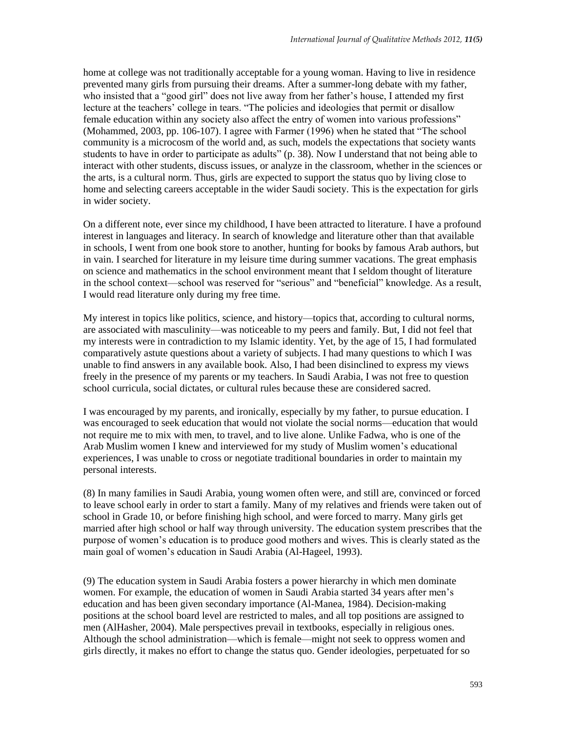home at college was not traditionally acceptable for a young woman. Having to live in residence prevented many girls from pursuing their dreams. After a summer-long debate with my father, who insisted that a "good girl" does not live away from her father's house, I attended my first lecture at the teachers' college in tears. "The policies and ideologies that permit or disallow female education within any society also affect the entry of women into various professions" (Mohammed, 2003, pp. 106-107). I agree with Farmer (1996) when he stated that "The school community is a microcosm of the world and, as such, models the expectations that society wants students to have in order to participate as adults" (p. 38). Now I understand that not being able to interact with other students, discuss issues, or analyze in the classroom, whether in the sciences or the arts, is a cultural norm. Thus, girls are expected to support the status quo by living close to home and selecting careers acceptable in the wider Saudi society. This is the expectation for girls in wider society.

On a different note, ever since my childhood, I have been attracted to literature. I have a profound interest in languages and literacy. In search of knowledge and literature other than that available in schools, I went from one book store to another, hunting for books by famous Arab authors, but in vain. I searched for literature in my leisure time during summer vacations. The great emphasis on science and mathematics in the school environment meant that I seldom thought of literature in the school context—school was reserved for "serious" and "beneficial" knowledge. As a result, I would read literature only during my free time.

My interest in topics like politics, science, and history—topics that, according to cultural norms, are associated with masculinity—was noticeable to my peers and family. But, I did not feel that my interests were in contradiction to my Islamic identity. Yet, by the age of 15, I had formulated comparatively astute questions about a variety of subjects. I had many questions to which I was unable to find answers in any available book. Also, I had been disinclined to express my views freely in the presence of my parents or my teachers. In Saudi Arabia, I was not free to question school curricula, social dictates, or cultural rules because these are considered sacred.

I was encouraged by my parents, and ironically, especially by my father, to pursue education. I was encouraged to seek education that would not violate the social norms—education that would not require me to mix with men, to travel, and to live alone. Unlike Fadwa, who is one of the Arab Muslim women I knew and interviewed for my study of Muslim women's educational experiences, I was unable to cross or negotiate traditional boundaries in order to maintain my personal interests.

(8) In many families in Saudi Arabia, young women often were, and still are, convinced or forced to leave school early in order to start a family. Many of my relatives and friends were taken out of school in Grade 10, or before finishing high school, and were forced to marry. Many girls get married after high school or half way through university. The education system prescribes that the purpose of women's education is to produce good mothers and wives. This is clearly stated as the main goal of women's education in Saudi Arabia (Al-Hageel, 1993).

(9) The education system in Saudi Arabia fosters a power hierarchy in which men dominate women. For example, the education of women in Saudi Arabia started 34 years after men's education and has been given secondary importance (Al-Manea, 1984). Decision-making positions at the school board level are restricted to males, and all top positions are assigned to men (AlHasher, 2004). Male perspectives prevail in textbooks, especially in religious ones. Although the school administration—which is female—might not seek to oppress women and girls directly, it makes no effort to change the status quo. Gender ideologies, perpetuated for so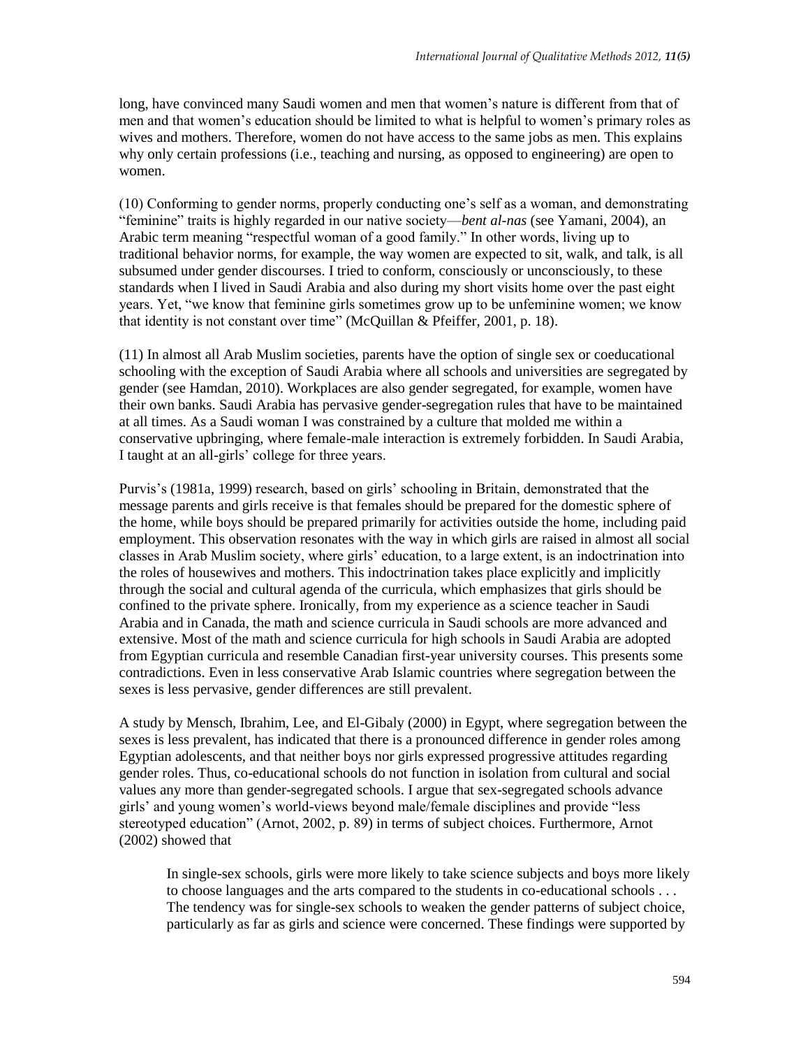long, have convinced many Saudi women and men that women's nature is different from that of men and that women's education should be limited to what is helpful to women's primary roles as wives and mothers. Therefore, women do not have access to the same jobs as men. This explains why only certain professions (i.e., teaching and nursing, as opposed to engineering) are open to women.

(10) Conforming to gender norms, properly conducting one's self as a woman, and demonstrating "feminine" traits is highly regarded in our native society—*bent al-nas* (see Yamani, 2004), an Arabic term meaning "respectful woman of a good family." In other words, living up to traditional behavior norms, for example, the way women are expected to sit, walk, and talk, is all subsumed under gender discourses. I tried to conform, consciously or unconsciously, to these standards when I lived in Saudi Arabia and also during my short visits home over the past eight years. Yet, "we know that feminine girls sometimes grow up to be unfeminine women; we know that identity is not constant over time" (McQuillan & Pfeiffer, 2001, p. 18).

(11) In almost all Arab Muslim societies, parents have the option of single sex or coeducational schooling with the exception of Saudi Arabia where all schools and universities are segregated by gender (see Hamdan, 2010). Workplaces are also gender segregated, for example, women have their own banks. Saudi Arabia has pervasive gender-segregation rules that have to be maintained at all times. As a Saudi woman I was constrained by a culture that molded me within a conservative upbringing, where female-male interaction is extremely forbidden. In Saudi Arabia, I taught at an all-girls' college for three years.

Purvis's (1981a, 1999) research, based on girls' schooling in Britain, demonstrated that the message parents and girls receive is that females should be prepared for the domestic sphere of the home, while boys should be prepared primarily for activities outside the home, including paid employment. This observation resonates with the way in which girls are raised in almost all social classes in Arab Muslim society, where girls' education, to a large extent, is an indoctrination into the roles of housewives and mothers. This indoctrination takes place explicitly and implicitly through the social and cultural agenda of the curricula, which emphasizes that girls should be confined to the private sphere. Ironically, from my experience as a science teacher in Saudi Arabia and in Canada, the math and science curricula in Saudi schools are more advanced and extensive. Most of the math and science curricula for high schools in Saudi Arabia are adopted from Egyptian curricula and resemble Canadian first-year university courses. This presents some contradictions. Even in less conservative Arab Islamic countries where segregation between the sexes is less pervasive, gender differences are still prevalent.

A study by Mensch, Ibrahim, Lee, and El-Gibaly (2000) in Egypt, where segregation between the sexes is less prevalent, has indicated that there is a pronounced difference in gender roles among Egyptian adolescents, and that neither boys nor girls expressed progressive attitudes regarding gender roles. Thus, co-educational schools do not function in isolation from cultural and social values any more than gender-segregated schools. I argue that sex-segregated schools advance girls' and young women's world-views beyond male/female disciplines and provide "less stereotyped education" (Arnot, 2002, p. 89) in terms of subject choices. Furthermore, Arnot (2002) showed that

> In single-sex schools, girls were more likely to take science subjects and boys more likely to choose languages and the arts compared to the students in co-educational schools . . . The tendency was for single-sex schools to weaken the gender patterns of subject choice, particularly as far as girls and science were concerned. These findings were supported by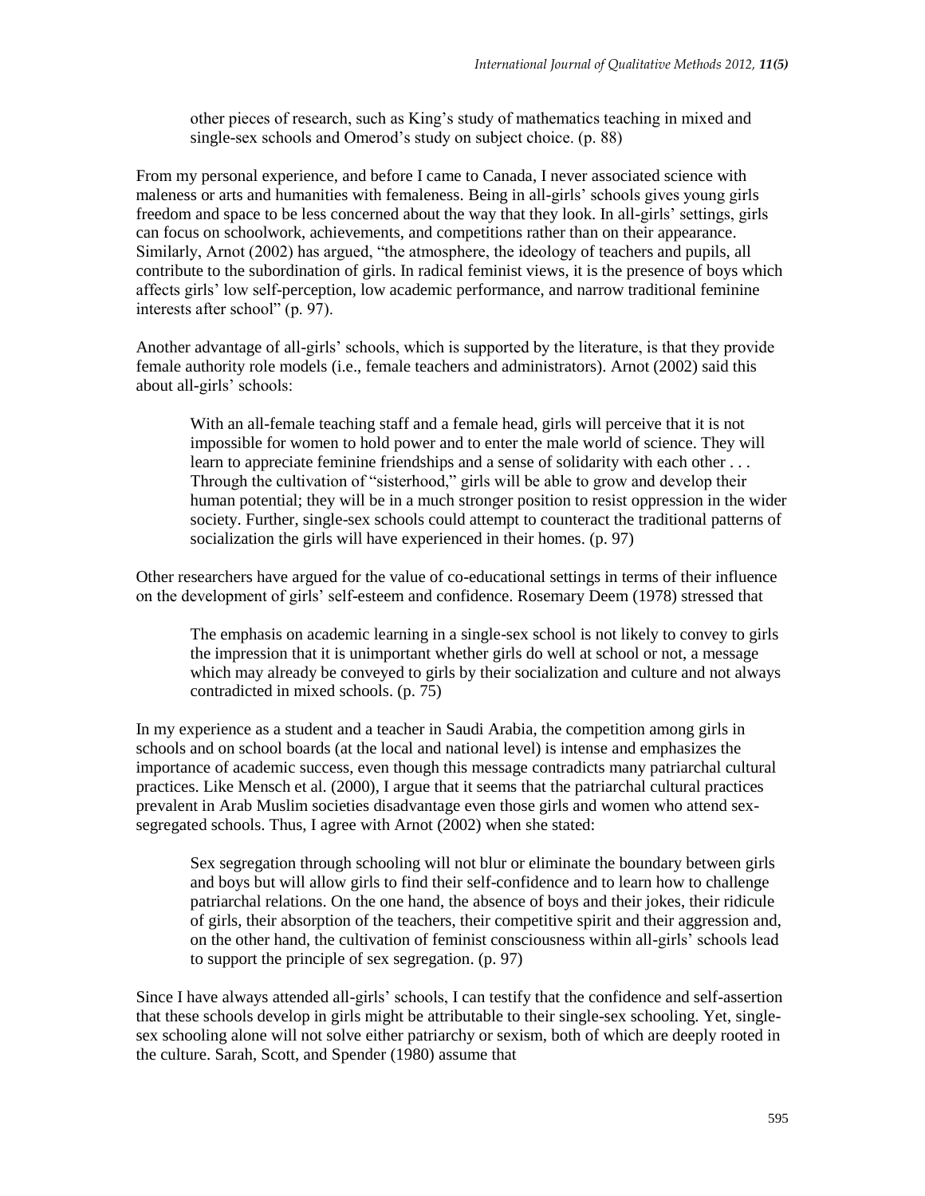> other pieces of research, such as King's study of mathematics teaching in mixed and single-sex schools and Omerod's study on subject choice. (p. 88)

From my personal experience, and before I came to Canada, I never associated science with maleness or arts and humanities with femaleness. Being in all-girls' schools gives young girls freedom and space to be less concerned about the way that they look. In all-girls' settings, girls can focus on schoolwork, achievements, and competitions rather than on their appearance. Similarly, Arnot (2002) has argued, "the atmosphere, the ideology of teachers and pupils, all contribute to the subordination of girls. In radical feminist views, it is the presence of boys which affects girls' low self-perception, low academic performance, and narrow traditional feminine interests after school" (p. 97).

Another advantage of all-girls' schools, which is supported by the literature, is that they provide female authority role models (i.e., female teachers and administrators). Arnot (2002) said this about all-girls' schools:

> With an all-female teaching staff and a female head, girls will perceive that it is not impossible for women to hold power and to enter the male world of science. They will learn to appreciate feminine friendships and a sense of solidarity with each other . . . Through the cultivation of "sisterhood," girls will be able to grow and develop their human potential; they will be in a much stronger position to resist oppression in the wider society. Further, single-sex schools could attempt to counteract the traditional patterns of socialization the girls will have experienced in their homes. (p. 97)

Other researchers have argued for the value of co-educational settings in terms of their influence on the development of girls' self-esteem and confidence. Rosemary Deem (1978) stressed that

> The emphasis on academic learning in a single-sex school is not likely to convey to girls the impression that it is unimportant whether girls do well at school or not, a message which may already be conveyed to girls by their socialization and culture and not always contradicted in mixed schools. (p. 75)

In my experience as a student and a teacher in Saudi Arabia, the competition among girls in schools and on school boards (at the local and national level) is intense and emphasizes the importance of academic success, even though this message contradicts many patriarchal cultural practices. Like Mensch et al. (2000), I argue that it seems that the patriarchal cultural practices prevalent in Arab Muslim societies disadvantage even those girls and women who attend sex-segregated schools. Thus, I agree with Arnot (2002) when she stated:

> Sex segregation through schooling will not blur or eliminate the boundary between girls and boys but will allow girls to find their self-confidence and to learn how to challenge patriarchal relations. On the one hand, the absence of boys and their jokes, their ridicule of girls, their absorption of the teachers, their competitive spirit and their aggression and, on the other hand, the cultivation of feminist consciousness within all-girls' schools lead to support the principle of sex segregation. (p. 97)

Since I have always attended all-girls' schools, I can testify that the confidence and self-assertion that these schools develop in girls might be attributable to their single-sex schooling. Yet, single-sex schooling alone will not solve either patriarchy or sexism, both of which are deeply rooted in the culture. Sarah, Scott, and Spender (1980) assume that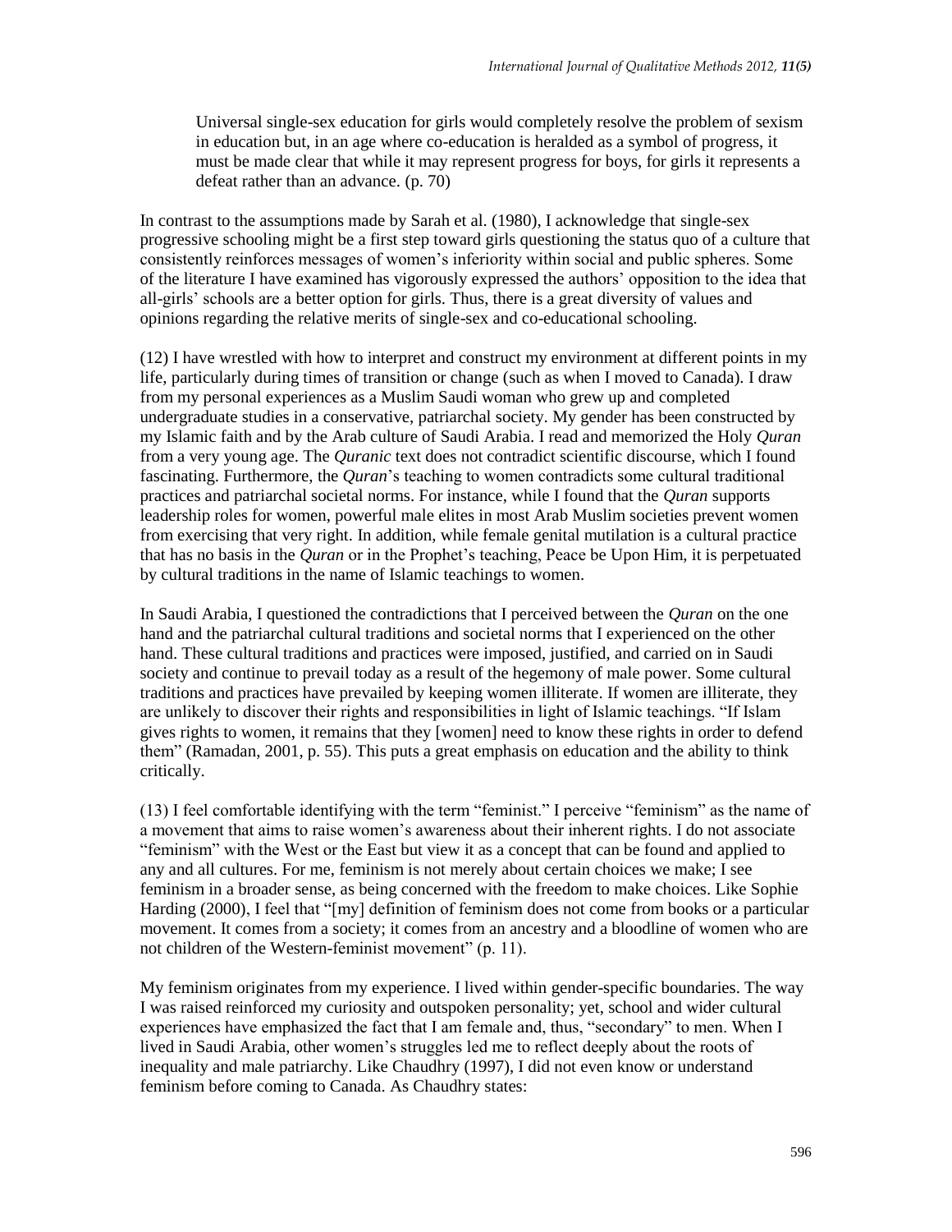> Universal single-sex education for girls would completely resolve the problem of sexism in education but, in an age where co-education is heralded as a symbol of progress, it must be made clear that while it may represent progress for boys, for girls it represents a defeat rather than an advance. (p. 70)

In contrast to the assumptions made by Sarah et al. (1980), I acknowledge that single-sex progressive schooling might be a first step toward girls questioning the status quo of a culture that consistently reinforces messages of women's inferiority within social and public spheres. Some of the literature I have examined has vigorously expressed the authors' opposition to the idea that all-girls' schools are a better option for girls. Thus, there is a great diversity of values and opinions regarding the relative merits of single-sex and co-educational schooling.

(12) I have wrestled with how to interpret and construct my environment at different points in my life, particularly during times of transition or change (such as when I moved to Canada). I draw from my personal experiences as a Muslim Saudi woman who grew up and completed undergraduate studies in a conservative, patriarchal society. My gender has been constructed by my Islamic faith and by the Arab culture of Saudi Arabia. I read and memorized the Holy *Quran* from a very young age. The *Quranic* text does not contradict scientific discourse, which I found fascinating. Furthermore, the *Quran*'s teaching to women contradicts some cultural traditional practices and patriarchal societal norms. For instance, while I found that the *Quran* supports leadership roles for women, powerful male elites in most Arab Muslim societies prevent women from exercising that very right. In addition, while female genital mutilation is a cultural practice that has no basis in the *Quran* or in the Prophet's teaching, Peace be Upon Him, it is perpetuated by cultural traditions in the name of Islamic teachings to women.

In Saudi Arabia, I questioned the contradictions that I perceived between the *Quran* on the one hand and the patriarchal cultural traditions and societal norms that I experienced on the other hand. These cultural traditions and practices were imposed, justified, and carried on in Saudi society and continue to prevail today as a result of the hegemony of male power. Some cultural traditions and practices have prevailed by keeping women illiterate. If women are illiterate, they are unlikely to discover their rights and responsibilities in light of Islamic teachings. "If Islam gives rights to women, it remains that they [women] need to know these rights in order to defend them" (Ramadan, 2001, p. 55). This puts a great emphasis on education and the ability to think critically.

(13) I feel comfortable identifying with the term "feminist." I perceive "feminism" as the name of a movement that aims to raise women's awareness about their inherent rights. I do not associate "feminism" with the West or the East but view it as a concept that can be found and applied to any and all cultures. For me, feminism is not merely about certain choices we make; I see feminism in a broader sense, as being concerned with the freedom to make choices. Like Sophie Harding (2000), I feel that "[my] definition of feminism does not come from books or a particular movement. It comes from a society; it comes from an ancestry and a bloodline of women who are not children of the Western-feminist movement" (p. 11).

My feminism originates from my experience. I lived within gender-specific boundaries. The way I was raised reinforced my curiosity and outspoken personality; yet, school and wider cultural experiences have emphasized the fact that I am female and, thus, "secondary" to men. When I lived in Saudi Arabia, other women's struggles led me to reflect deeply about the roots of inequality and male patriarchy. Like Chaudhry (1997), I did not even know or understand feminism before coming to Canada. As Chaudhry states: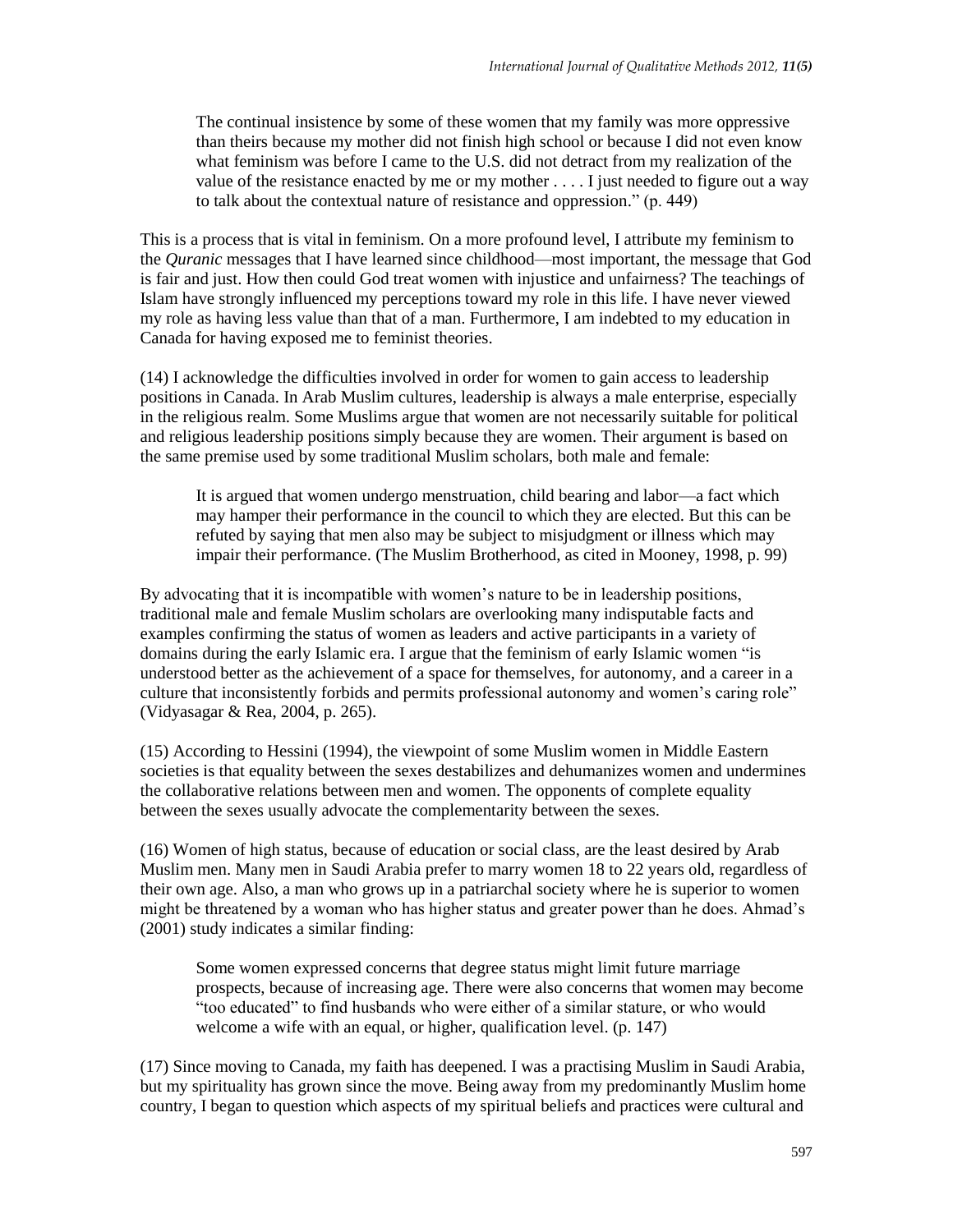> The continual insistence by some of these women that my family was more oppressive than theirs because my mother did not finish high school or because I did not even know what feminism was before I came to the U.S. did not detract from my realization of the value of the resistance enacted by me or my mother . . . . I just needed to figure out a way to talk about the contextual nature of resistance and oppression." (p. 449)

This is a process that is vital in feminism. On a more profound level, I attribute my feminism to the *Quranic* messages that I have learned since childhood—most important, the message that God is fair and just. How then could God treat women with injustice and unfairness? The teachings of Islam have strongly influenced my perceptions toward my role in this life. I have never viewed my role as having less value than that of a man. Furthermore, I am indebted to my education in Canada for having exposed me to feminist theories.

(14) I acknowledge the difficulties involved in order for women to gain access to leadership positions in Canada. In Arab Muslim cultures, leadership is always a male enterprise, especially in the religious realm. Some Muslims argue that women are not necessarily suitable for political and religious leadership positions simply because they are women. Their argument is based on the same premise used by some traditional Muslim scholars, both male and female:

> It is argued that women undergo menstruation, child bearing and labor—a fact which may hamper their performance in the council to which they are elected. But this can be refuted by saying that men also may be subject to misjudgment or illness which may impair their performance. (The Muslim Brotherhood, as cited in Mooney, 1998, p. 99)

By advocating that it is incompatible with women's nature to be in leadership positions, traditional male and female Muslim scholars are overlooking many indisputable facts and examples confirming the status of women as leaders and active participants in a variety of domains during the early Islamic era. I argue that the feminism of early Islamic women "is understood better as the achievement of a space for themselves, for autonomy, and a career in a culture that inconsistently forbids and permits professional autonomy and women's caring role" (Vidyasagar & Rea, 2004, p. 265).

(15) According to Hessini (1994), the viewpoint of some Muslim women in Middle Eastern societies is that equality between the sexes destabilizes and dehumanizes women and undermines the collaborative relations between men and women. The opponents of complete equality between the sexes usually advocate the complementarity between the sexes.

(16) Women of high status, because of education or social class, are the least desired by Arab Muslim men. Many men in Saudi Arabia prefer to marry women 18 to 22 years old, regardless of their own age. Also, a man who grows up in a patriarchal society where he is superior to women might be threatened by a woman who has higher status and greater power than he does. Ahmad's (2001) study indicates a similar finding:

> Some women expressed concerns that degree status might limit future marriage prospects, because of increasing age. There were also concerns that women may become "too educated" to find husbands who were either of a similar stature, or who would welcome a wife with an equal, or higher, qualification level. (p. 147)

(17) Since moving to Canada, my faith has deepened. I was a practising Muslim in Saudi Arabia, but my spirituality has grown since the move. Being away from my predominantly Muslim home country, I began to question which aspects of my spiritual beliefs and practices were cultural and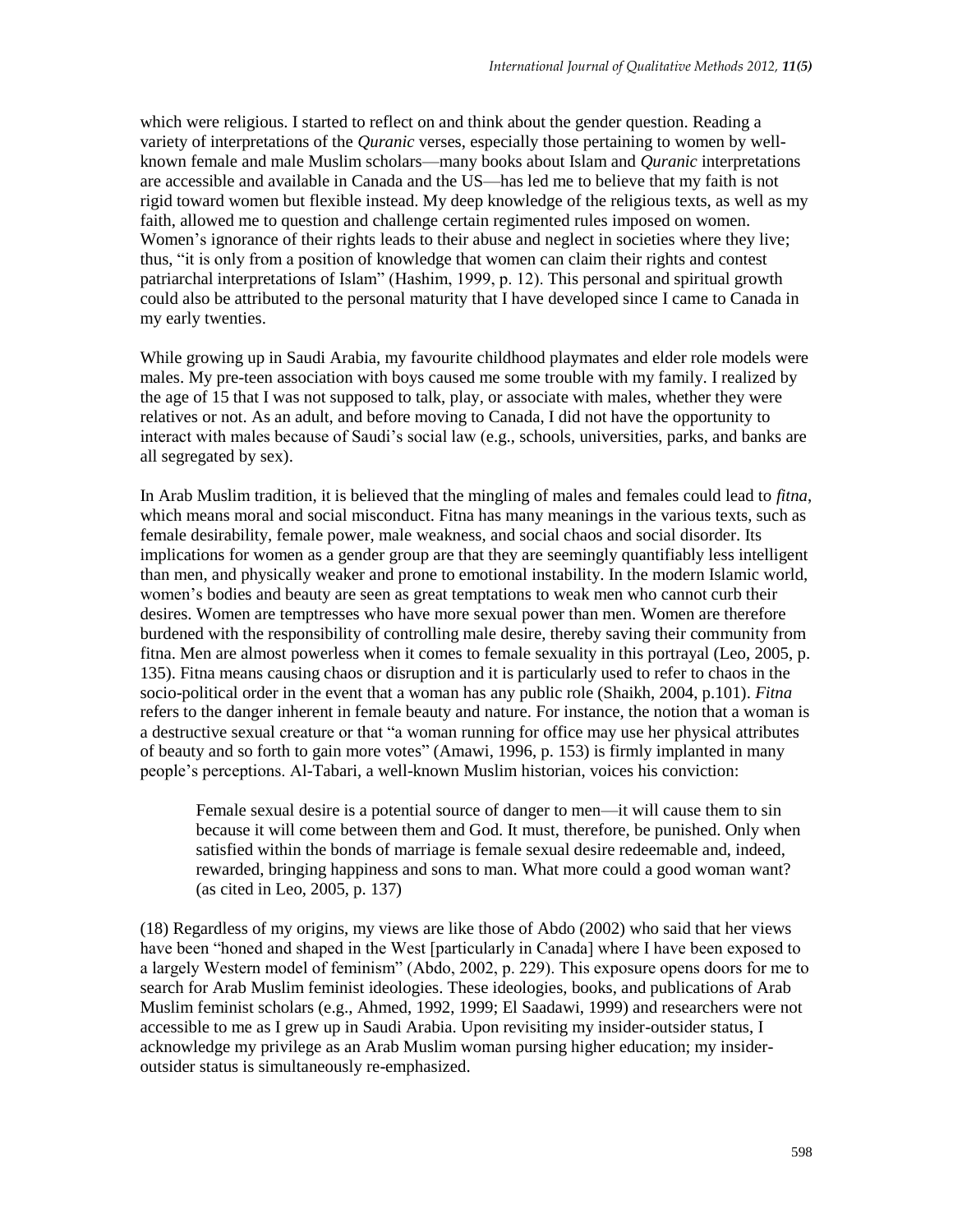which were religious. I started to reflect on and think about the gender question. Reading a variety of interpretations of the *Quranic* verses, especially those pertaining to women by well-known female and male Muslim scholars—many books about Islam and *Quranic* interpretations are accessible and available in Canada and the US—has led me to believe that my faith is not rigid toward women but flexible instead. My deep knowledge of the religious texts, as well as my faith, allowed me to question and challenge certain regimented rules imposed on women. Women's ignorance of their rights leads to their abuse and neglect in societies where they live; thus, "it is only from a position of knowledge that women can claim their rights and contest patriarchal interpretations of Islam" (Hashim, 1999, p. 12). This personal and spiritual growth could also be attributed to the personal maturity that I have developed since I came to Canada in my early twenties.

While growing up in Saudi Arabia, my favourite childhood playmates and elder role models were males. My pre-teen association with boys caused me some trouble with my family. I realized by the age of 15 that I was not supposed to talk, play, or associate with males, whether they were relatives or not. As an adult, and before moving to Canada, I did not have the opportunity to interact with males because of Saudi's social law (e.g., schools, universities, parks, and banks are all segregated by sex).

In Arab Muslim tradition, it is believed that the mingling of males and females could lead to *fitna*, which means moral and social misconduct. Fitna has many meanings in the various texts, such as female desirability, female power, male weakness, and social chaos and social disorder. Its implications for women as a gender group are that they are seemingly quantifiably less intelligent than men, and physically weaker and prone to emotional instability. In the modern Islamic world, women's bodies and beauty are seen as great temptations to weak men who cannot curb their desires. Women are temptresses who have more sexual power than men. Women are therefore burdened with the responsibility of controlling male desire, thereby saving their community from fitna. Men are almost powerless when it comes to female sexuality in this portrayal (Leo, 2005, p. 135). Fitna means causing chaos or disruption and it is particularly used to refer to chaos in the socio-political order in the event that a woman has any public role (Shaikh, 2004, p.101). *Fitna* refers to the danger inherent in female beauty and nature. For instance, the notion that a woman is a destructive sexual creature or that "a woman running for office may use her physical attributes of beauty and so forth to gain more votes" (Amawi, 1996, p. 153) is firmly implanted in many people's perceptions. Al-Tabari, a well-known Muslim historian, voices his conviction:

> Female sexual desire is a potential source of danger to men—it will cause them to sin because it will come between them and God. It must, therefore, be punished. Only when satisfied within the bonds of marriage is female sexual desire redeemable and, indeed, rewarded, bringing happiness and sons to man. What more could a good woman want? (as cited in Leo, 2005, p. 137)

(18) Regardless of my origins, my views are like those of Abdo (2002) who said that her views have been "honed and shaped in the West [particularly in Canada] where I have been exposed to a largely Western model of feminism" (Abdo, 2002, p. 229). This exposure opens doors for me to search for Arab Muslim feminist ideologies. These ideologies, books, and publications of Arab Muslim feminist scholars (e.g., Ahmed, 1992, 1999; El Saadawi, 1999) and researchers were not accessible to me as I grew up in Saudi Arabia. Upon revisiting my insider-outsider status, I acknowledge my privilege as an Arab Muslim woman pursing higher education; my insider-outsider status is simultaneously re-emphasized.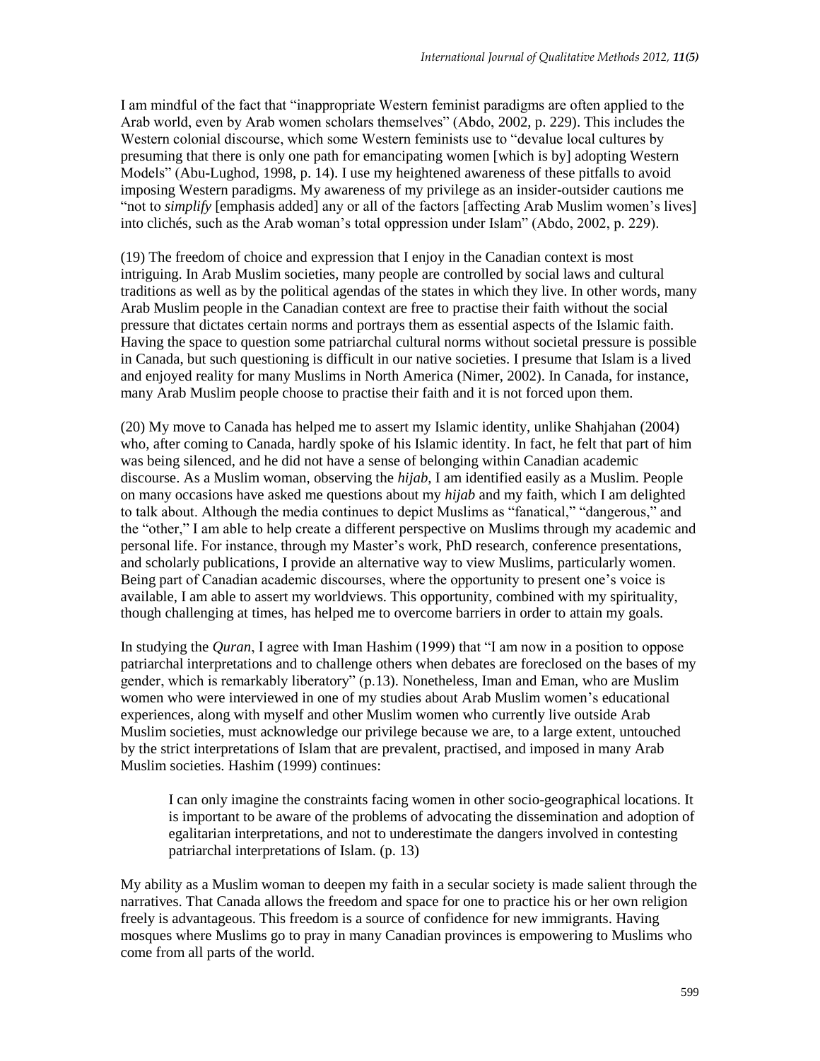I am mindful of the fact that "inappropriate Western feminist paradigms are often applied to the Arab world, even by Arab women scholars themselves" (Abdo, 2002, p. 229). This includes the Western colonial discourse, which some Western feminists use to "devalue local cultures by presuming that there is only one path for emancipating women [which is by] adopting Western Models" (Abu-Lughod, 1998, p. 14). I use my heightened awareness of these pitfalls to avoid imposing Western paradigms. My awareness of my privilege as an insider-outsider cautions me "not to *simplify* [emphasis added] any or all of the factors [affecting Arab Muslim women's lives] into clichés, such as the Arab woman's total oppression under Islam" (Abdo, 2002, p. 229).

(19) The freedom of choice and expression that I enjoy in the Canadian context is most intriguing. In Arab Muslim societies, many people are controlled by social laws and cultural traditions as well as by the political agendas of the states in which they live. In other words, many Arab Muslim people in the Canadian context are free to practise their faith without the social pressure that dictates certain norms and portrays them as essential aspects of the Islamic faith. Having the space to question some patriarchal cultural norms without societal pressure is possible in Canada, but such questioning is difficult in our native societies. I presume that Islam is a lived and enjoyed reality for many Muslims in North America (Nimer, 2002). In Canada, for instance, many Arab Muslim people choose to practise their faith and it is not forced upon them.

(20) My move to Canada has helped me to assert my Islamic identity, unlike Shahjahan (2004) who, after coming to Canada, hardly spoke of his Islamic identity. In fact, he felt that part of him was being silenced, and he did not have a sense of belonging within Canadian academic discourse. As a Muslim woman, observing the *hijab*, I am identified easily as a Muslim. People on many occasions have asked me questions about my *hijab* and my faith, which I am delighted to talk about. Although the media continues to depict Muslims as "fanatical," "dangerous," and the "other," I am able to help create a different perspective on Muslims through my academic and personal life. For instance, through my Master's work, PhD research, conference presentations, and scholarly publications, I provide an alternative way to view Muslims, particularly women. Being part of Canadian academic discourses, where the opportunity to present one's voice is available, I am able to assert my worldviews. This opportunity, combined with my spirituality, though challenging at times, has helped me to overcome barriers in order to attain my goals.

In studying the *Quran*, I agree with Iman Hashim (1999) that "I am now in a position to oppose patriarchal interpretations and to challenge others when debates are foreclosed on the bases of my gender, which is remarkably liberatory" (p.13). Nonetheless, Iman and Eman, who are Muslim women who were interviewed in one of my studies about Arab Muslim women's educational experiences, along with myself and other Muslim women who currently live outside Arab Muslim societies, must acknowledge our privilege because we are, to a large extent, untouched by the strict interpretations of Islam that are prevalent, practised, and imposed in many Arab Muslim societies. Hashim (1999) continues:

> I can only imagine the constraints facing women in other socio-geographical locations. It is important to be aware of the problems of advocating the dissemination and adoption of egalitarian interpretations, and not to underestimate the dangers involved in contesting patriarchal interpretations of Islam. (p. 13)

My ability as a Muslim woman to deepen my faith in a secular society is made salient through the narratives. That Canada allows the freedom and space for one to practice his or her own religion freely is advantageous. This freedom is a source of confidence for new immigrants. Having mosques where Muslims go to pray in many Canadian provinces is empowering to Muslims who come from all parts of the world.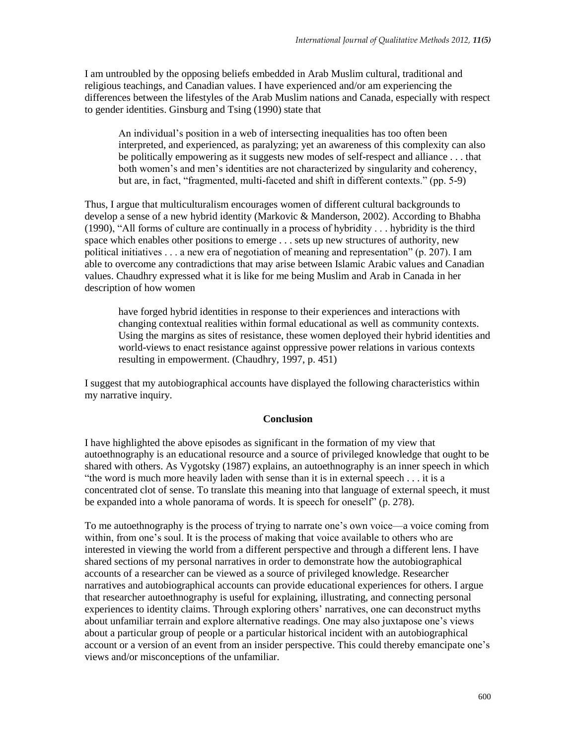I am untroubled by the opposing beliefs embedded in Arab Muslim cultural, traditional and religious teachings, and Canadian values. I have experienced and/or am experiencing the differences between the lifestyles of the Arab Muslim nations and Canada, especially with respect to gender identities. Ginsburg and Tsing (1990) state that

> An individual's position in a web of intersecting inequalities has too often been interpreted, and experienced, as paralyzing; yet an awareness of this complexity can also be politically empowering as it suggests new modes of self-respect and alliance . . . that both women's and men's identities are not characterized by singularity and coherency, but are, in fact, "fragmented, multi-faceted and shift in different contexts." (pp. 5-9)

Thus, I argue that multiculturalism encourages women of different cultural backgrounds to develop a sense of a new hybrid identity (Markovic & Manderson, 2002). According to Bhabha (1990), "All forms of culture are continually in a process of hybridity . . . hybridity is the third space which enables other positions to emerge . . . sets up new structures of authority, new political initiatives . . . a new era of negotiation of meaning and representation" (p. 207). I am able to overcome any contradictions that may arise between Islamic Arabic values and Canadian values. Chaudhry expressed what it is like for me being Muslim and Arab in Canada in her description of how women

> have forged hybrid identities in response to their experiences and interactions with changing contextual realities within formal educational as well as community contexts. Using the margins as sites of resistance, these women deployed their hybrid identities and world-views to enact resistance against oppressive power relations in various contexts resulting in empowerment. (Chaudhry, 1997, p. 451)

I suggest that my autobiographical accounts have displayed the following characteristics within my narrative inquiry.

## Conclusion

I have highlighted the above episodes as significant in the formation of my view that autoethnography is an educational resource and a source of privileged knowledge that ought to be shared with others. As Vygotsky (1987) explains, an autoethnography is an inner speech in which "the word is much more heavily laden with sense than it is in external speech . . . it is a concentrated clot of sense. To translate this meaning into that language of external speech, it must be expanded into a whole panorama of words. It is speech for oneself" (p. 278).

To me autoethnography is the process of trying to narrate one's own voice—a voice coming from within, from one's soul. It is the process of making that voice available to others who are interested in viewing the world from a different perspective and through a different lens. I have shared sections of my personal narratives in order to demonstrate how the autobiographical accounts of a researcher can be viewed as a source of privileged knowledge. Researcher narratives and autobiographical accounts can provide educational experiences for others. I argue that researcher autoethnography is useful for explaining, illustrating, and connecting personal experiences to identity claims. Through exploring others' narratives, one can deconstruct myths about unfamiliar terrain and explore alternative readings. One may also juxtapose one's views about a particular group of people or a particular historical incident with an autobiographical account or a version of an event from an insider perspective. This could thereby emancipate one's views and/or misconceptions of the unfamiliar.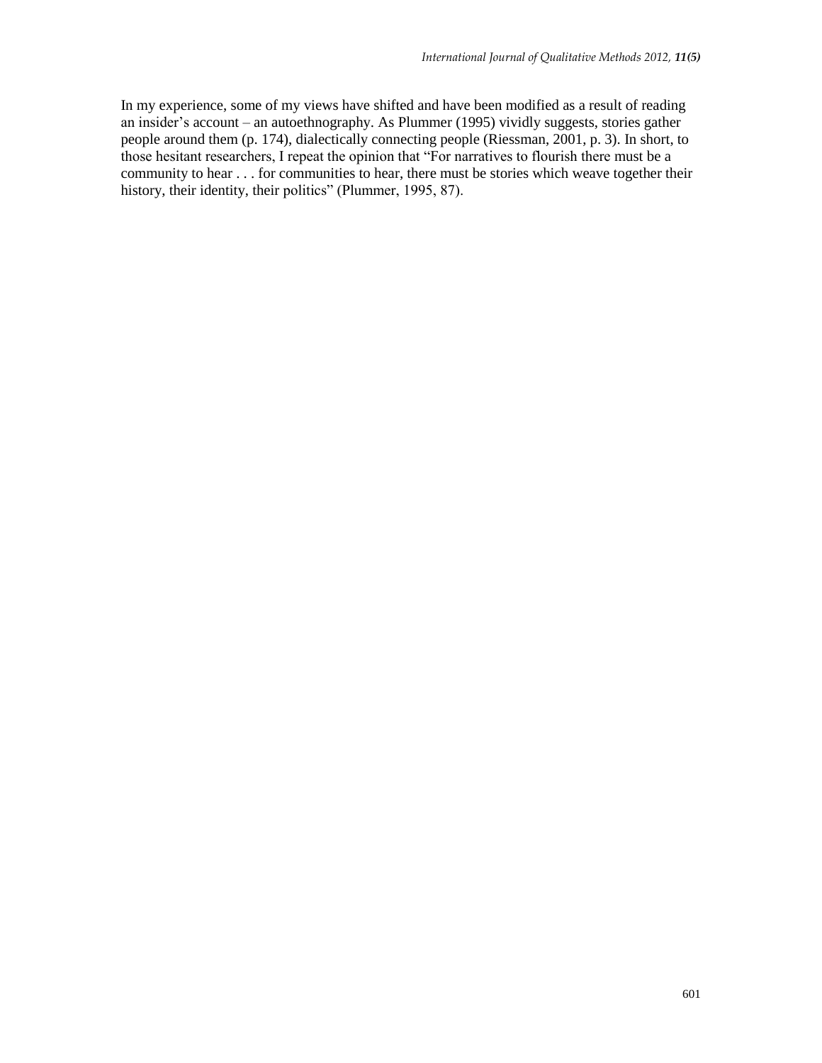In my experience, some of my views have shifted and have been modified as a result of reading an insider's account – an autoethnography. As Plummer (1995) vividly suggests, stories gather people around them (p. 174), dialectically connecting people (Riessman, 2001, p. 3). In short, to those hesitant researchers, I repeat the opinion that "For narratives to flourish there must be a community to hear . . . for communities to hear, there must be stories which weave together their history, their identity, their politics" (Plummer, 1995, 87).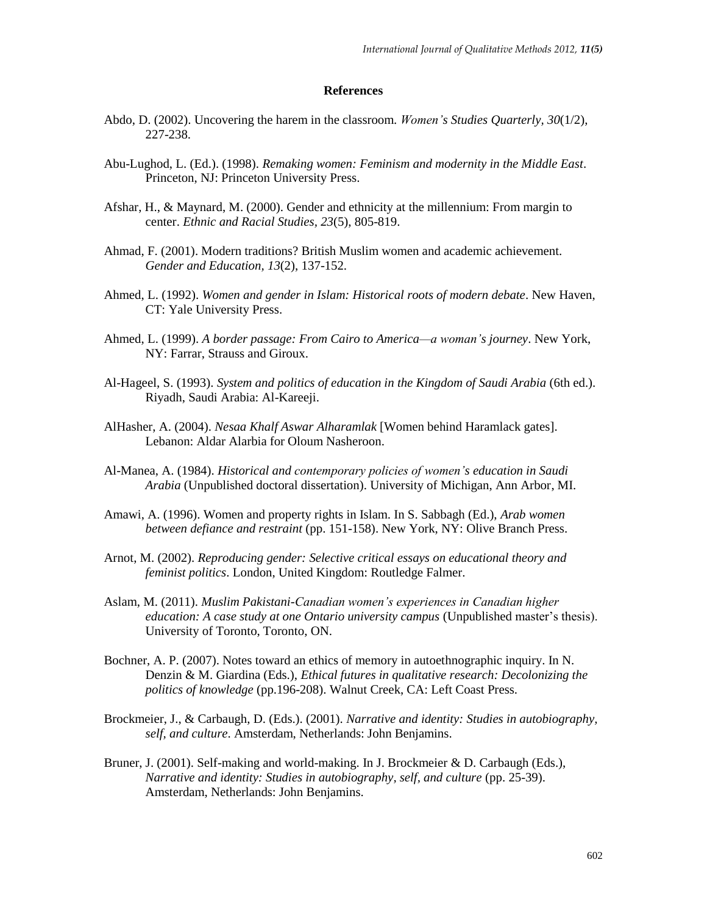## References

Abdo, D. (2002). Uncovering the harem in the classroom. *Women's Studies Quarterly, 30*(1/2), 227-238.

Abu-Lughod, L. (Ed.). (1998). *Remaking women: Feminism and modernity in the Middle East*. Princeton, NJ: Princeton University Press.

Afshar, H., & Maynard, M. (2000). Gender and ethnicity at the millennium: From margin to center. *Ethnic and Racial Studies, 23*(5), 805-819.

Ahmad, F. (2001). Modern traditions? British Muslim women and academic achievement. *Gender and Education, 13*(2), 137-152.

Ahmed, L. (1992). *Women and gender in Islam: Historical roots of modern debate*. New Haven, CT: Yale University Press.

Ahmed, L. (1999). *A border passage: From Cairo to America—a woman's journey*. New York, NY: Farrar, Strauss and Giroux.

Al-Hageel, S. (1993). *System and politics of education in the Kingdom of Saudi Arabia* (6th ed.). Riyadh, Saudi Arabia: Al-Kareeji.

AlHasher, A. (2004). *Nesaa Khalf Aswar Alharamlak* [Women behind Haramlack gates]. Lebanon: Aldar Alarbia for Oloum Nasheroon.

Al-Manea, A. (1984). *Historical and contemporary policies of women's education in Saudi Arabia* (Unpublished doctoral dissertation). University of Michigan, Ann Arbor, MI.

Amawi, A. (1996). Women and property rights in Islam. In S. Sabbagh (Ed.), *Arab women between defiance and restraint* (pp. 151-158). New York, NY: Olive Branch Press.

Arnot, M. (2002). *Reproducing gender: Selective critical essays on educational theory and feminist politics*. London, United Kingdom: Routledge Falmer.

Aslam, M. (2011). *Muslim Pakistani-Canadian women's experiences in Canadian higher education: A case study at one Ontario university campus* (Unpublished master's thesis). University of Toronto, Toronto, ON.

Bochner, A. P. (2007). Notes toward an ethics of memory in autoethnographic inquiry. In N. Denzin & M. Giardina (Eds.), *Ethical futures in qualitative research: Decolonizing the politics of knowledge* (pp.196-208). Walnut Creek, CA: Left Coast Press.

Brockmeier, J., & Carbaugh, D. (Eds.). (2001). *Narrative and identity: Studies in autobiography, self, and culture*. Amsterdam, Netherlands: John Benjamins.

Bruner, J. (2001). Self-making and world-making. In J. Brockmeier & D. Carbaugh (Eds.), *Narrative and identity: Studies in autobiography, self, and culture* (pp. 25-39). Amsterdam, Netherlands: John Benjamins.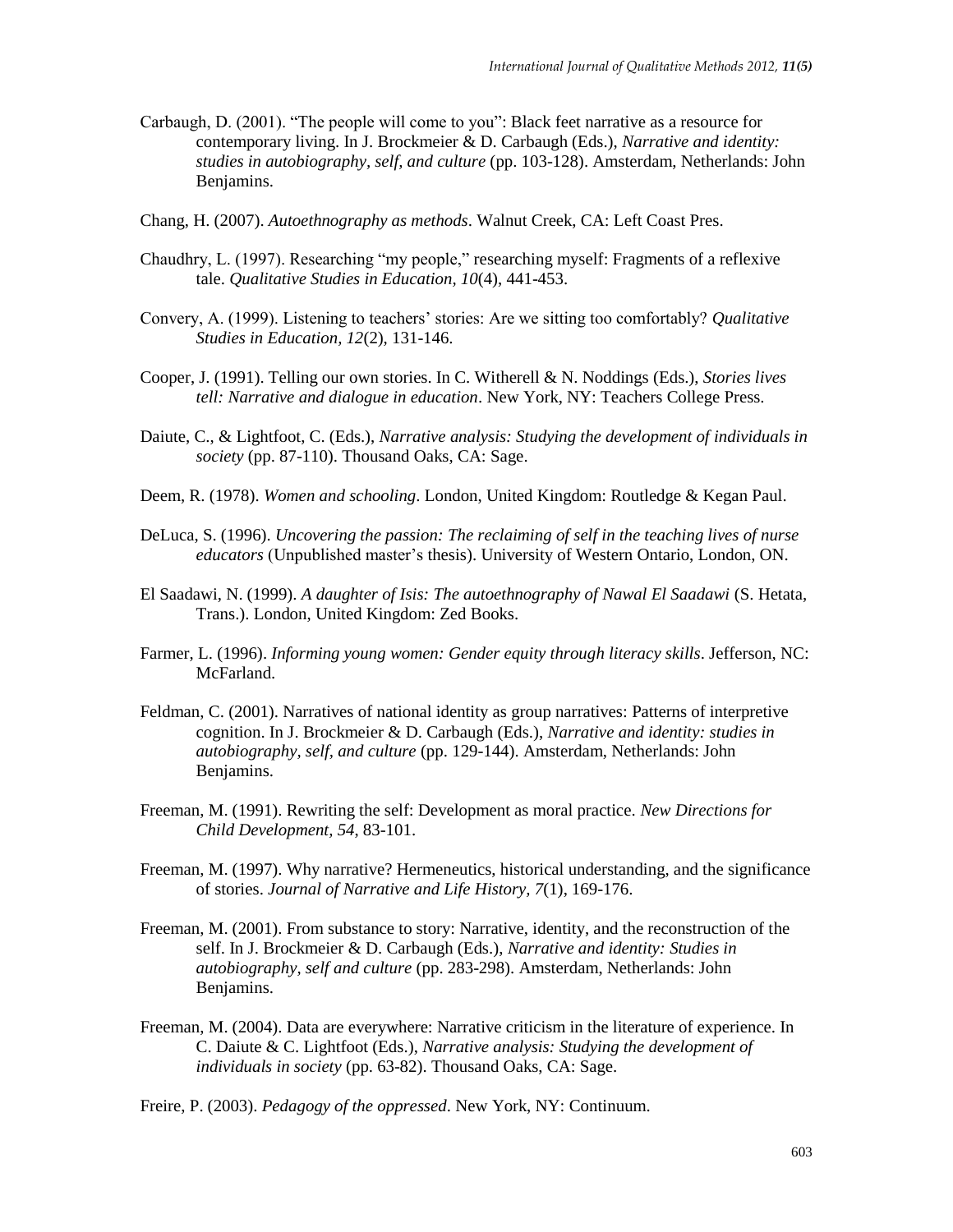Carbaugh, D. (2001). "The people will come to you": Black feet narrative as a resource for contemporary living. In J. Brockmeier & D. Carbaugh (Eds.), *Narrative and identity: studies in autobiography, self, and culture* (pp. 103-128). Amsterdam, Netherlands: John Benjamins.

Chang, H. (2007). *Autoethnography as methods*. Walnut Creek, CA: Left Coast Pres.

Chaudhry, L. (1997). Researching "my people," researching myself: Fragments of a reflexive tale. *Qualitative Studies in Education, 10*(4), 441-453.

Convery, A. (1999). Listening to teachers' stories: Are we sitting too comfortably? *Qualitative Studies in Education, 12*(2), 131-146.

Cooper, J. (1991). Telling our own stories. In C. Witherell & N. Noddings (Eds.), *Stories lives tell: Narrative and dialogue in education*. New York, NY: Teachers College Press.

Daiute, C., & Lightfoot, C. (Eds.), *Narrative analysis: Studying the development of individuals in society* (pp. 87-110). Thousand Oaks, CA: Sage.

Deem, R. (1978). *Women and schooling*. London, United Kingdom: Routledge & Kegan Paul.

DeLuca, S. (1996). *Uncovering the passion: The reclaiming of self in the teaching lives of nurse educators* (Unpublished master's thesis). University of Western Ontario, London, ON.

El Saadawi, N. (1999). *A daughter of Isis: The autoethnography of Nawal El Saadawi* (S. Hetata, Trans.). London, United Kingdom: Zed Books.

Farmer, L. (1996). *Informing young women: Gender equity through literacy skills*. Jefferson, NC: McFarland.

Feldman, C. (2001). Narratives of national identity as group narratives: Patterns of interpretive cognition. In J. Brockmeier & D. Carbaugh (Eds.), *Narrative and identity: studies in autobiography, self, and culture* (pp. 129-144). Amsterdam, Netherlands: John Benjamins.

Freeman, M. (1991). Rewriting the self: Development as moral practice. *New Directions for Child Development, 54*, 83-101.

Freeman, M. (1997). Why narrative? Hermeneutics, historical understanding, and the significance of stories. *Journal of Narrative and Life History, 7*(1), 169-176.

Freeman, M. (2001). From substance to story: Narrative, identity, and the reconstruction of the self. In J. Brockmeier & D. Carbaugh (Eds.), *Narrative and identity: Studies in autobiography, self and culture* (pp. 283-298). Amsterdam, Netherlands: John Benjamins.

Freeman, M. (2004). Data are everywhere: Narrative criticism in the literature of experience. In C. Daiute & C. Lightfoot (Eds.), *Narrative analysis: Studying the development of individuals in society* (pp. 63-82). Thousand Oaks, CA: Sage.

Freire, P. (2003). *Pedagogy of the oppressed*. New York, NY: Continuum.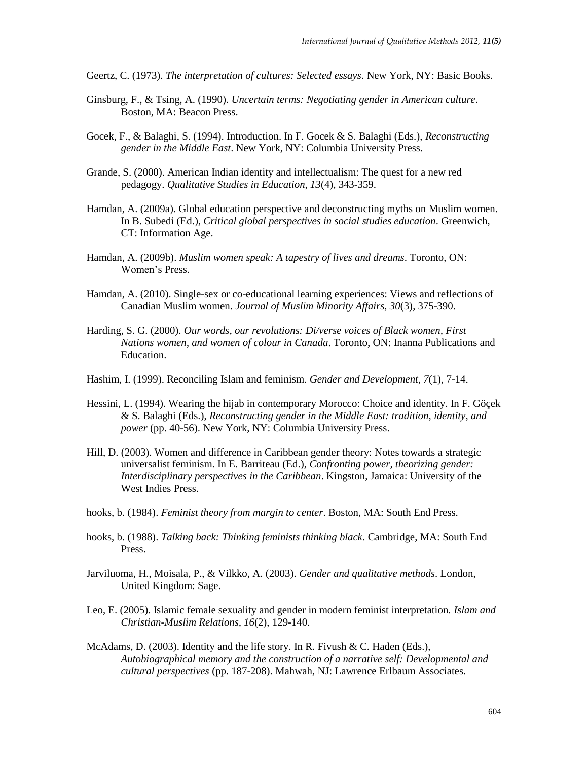Geertz, C. (1973). *The interpretation of cultures: Selected essays*. New York, NY: Basic Books.

Ginsburg, F., & Tsing, A. (1990). *Uncertain terms: Negotiating gender in American culture*. Boston, MA: Beacon Press.

Gocek, F., & Balaghi, S. (1994). Introduction. In F. Gocek & S. Balaghi (Eds.), *Reconstructing gender in the Middle East*. New York, NY: Columbia University Press.

Grande, S. (2000). American Indian identity and intellectualism: The quest for a new red pedagogy. *Qualitative Studies in Education, 13*(4), 343-359.

Hamdan, A. (2009a). Global education perspective and deconstructing myths on Muslim women. In B. Subedi (Ed.), *Critical global perspectives in social studies education*. Greenwich, CT: Information Age.

Hamdan, A. (2009b). *Muslim women speak: A tapestry of lives and dreams*. Toronto, ON: Women's Press.

Hamdan, A. (2010). Single-sex or co-educational learning experiences: Views and reflections of Canadian Muslim women. *Journal of Muslim Minority Affairs, 30*(3), 375-390.

Harding, S. G. (2000). *Our words, our revolutions: Di/verse voices of Black women, First Nations women, and women of colour in Canada*. Toronto, ON: Inanna Publications and Education.

Hashim, I. (1999). Reconciling Islam and feminism. *Gender and Development, 7*(1), 7-14.

Hessini, L. (1994). Wearing the hijab in contemporary Morocco: Choice and identity. In F. Göçek & S. Balaghi (Eds.), *Reconstructing gender in the Middle East: tradition, identity, and power* (pp. 40-56). New York, NY: Columbia University Press.

Hill, D. (2003). Women and difference in Caribbean gender theory: Notes towards a strategic universalist feminism. In E. Barriteau (Ed.), *Confronting power, theorizing gender: Interdisciplinary perspectives in the Caribbean*. Kingston, Jamaica: University of the West Indies Press.

hooks, b. (1984). *Feminist theory from margin to center*. Boston, MA: South End Press.

hooks, b. (1988). *Talking back: Thinking feminists thinking black*. Cambridge, MA: South End Press.

Jarviluoma, H., Moisala, P., & Vilkko, A. (2003). *Gender and qualitative methods*. London, United Kingdom: Sage.

Leo, E. (2005). Islamic female sexuality and gender in modern feminist interpretation. *Islam and Christian-Muslim Relations, 16*(2), 129-140.

McAdams, D. (2003). Identity and the life story. In R. Fivush & C. Haden (Eds.), *Autobiographical memory and the construction of a narrative self: Developmental and cultural perspectives* (pp. 187-208). Mahwah, NJ: Lawrence Erlbaum Associates.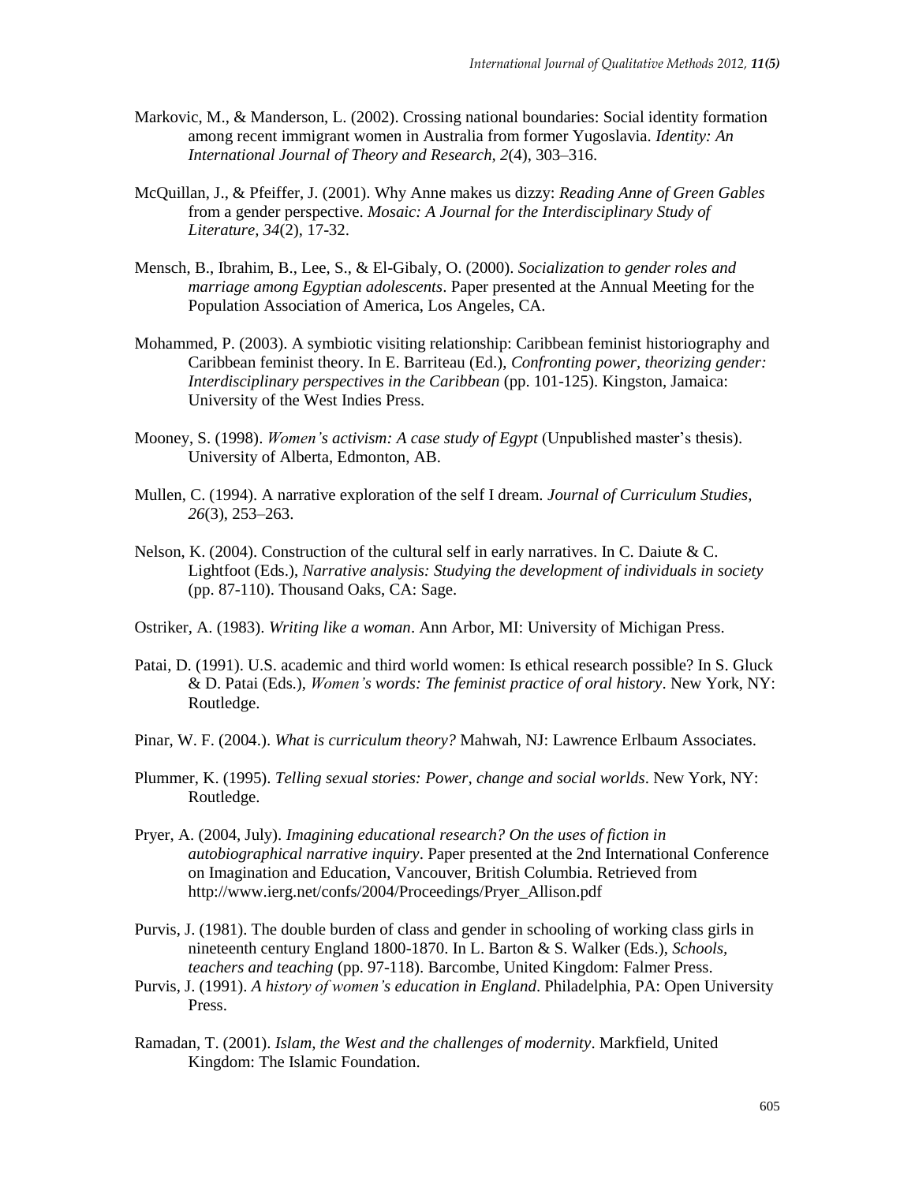Markovic, M., & Manderson, L. (2002). Crossing national boundaries: Social identity formation among recent immigrant women in Australia from former Yugoslavia. *Identity: An International Journal of Theory and Research, 2*(4), 303–316.

McQuillan, J., & Pfeiffer, J. (2001). Why Anne makes us dizzy: *Reading Anne of Green Gables* from a gender perspective. *Mosaic: A Journal for the Interdisciplinary Study of Literature, 34*(2), 17-32.

Mensch, B., Ibrahim, B., Lee, S., & El-Gibaly, O. (2000). *Socialization to gender roles and marriage among Egyptian adolescents*. Paper presented at the Annual Meeting for the Population Association of America, Los Angeles, CA.

Mohammed, P. (2003). A symbiotic visiting relationship: Caribbean feminist historiography and Caribbean feminist theory. In E. Barriteau (Ed.), *Confronting power, theorizing gender: Interdisciplinary perspectives in the Caribbean* (pp. 101-125). Kingston, Jamaica: University of the West Indies Press.

Mooney, S. (1998). *Women's activism: A case study of Egypt* (Unpublished master's thesis). University of Alberta, Edmonton, AB.

Mullen, C. (1994). A narrative exploration of the self I dream. *Journal of Curriculum Studies, 26*(3), 253–263.

Nelson, K. (2004). Construction of the cultural self in early narratives. In C. Daiute & C. Lightfoot (Eds.), *Narrative analysis: Studying the development of individuals in society* (pp. 87-110). Thousand Oaks, CA: Sage.

Ostriker, A. (1983). *Writing like a woman*. Ann Arbor, MI: University of Michigan Press.

Patai, D. (1991). U.S. academic and third world women: Is ethical research possible? In S. Gluck & D. Patai (Eds.), *Women's words: The feminist practice of oral history*. New York, NY: Routledge.

Pinar, W. F. (2004.). *What is curriculum theory?* Mahwah, NJ: Lawrence Erlbaum Associates.

Plummer, K. (1995). *Telling sexual stories: Power, change and social worlds*. New York, NY: Routledge.

Pryer, A. (2004, July). *Imagining educational research? On the uses of fiction in autobiographical narrative inquiry*. Paper presented at the 2nd International Conference on Imagination and Education, Vancouver, British Columbia. Retrieved from http://www.ierg.net/confs/2004/Proceedings/Pryer_Allison.pdf

Purvis, J. (1981). The double burden of class and gender in schooling of working class girls in nineteenth century England 1800-1870. In L. Barton & S. Walker (Eds.), *Schools, teachers and teaching* (pp. 97-118). Barcombe, United Kingdom: Falmer Press.

Purvis, J. (1991). *A history of women's education in England*. Philadelphia, PA: Open University Press.

Ramadan, T. (2001). *Islam, the West and the challenges of modernity*. Markfield, United Kingdom: The Islamic Foundation.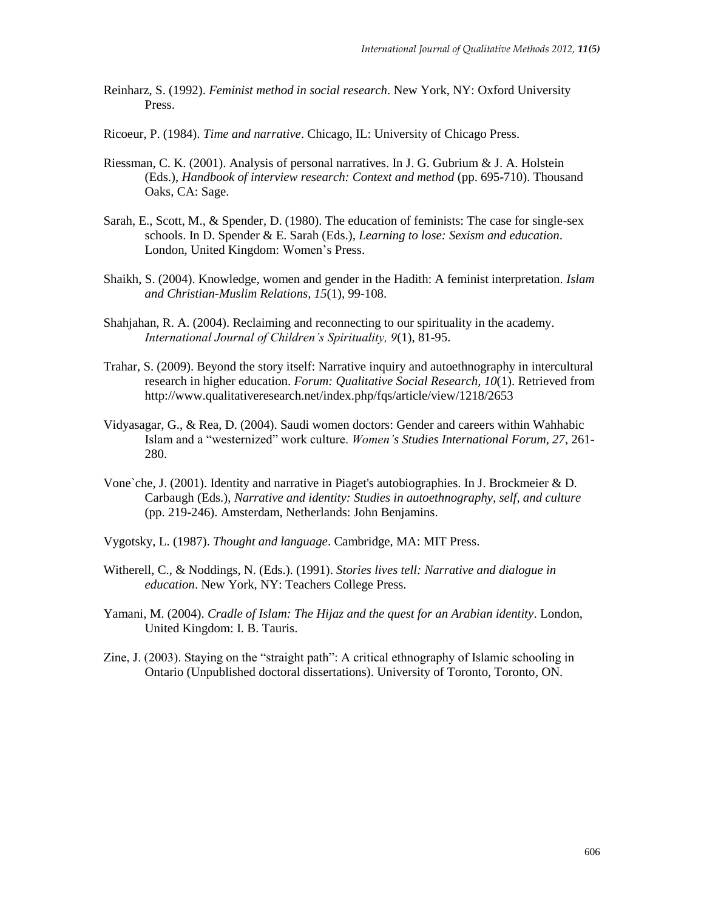Reinharz, S. (1992). *Feminist method in social research*. New York, NY: Oxford University Press.

Ricoeur, P. (1984). *Time and narrative*. Chicago, IL: University of Chicago Press.

Riessman, C. K. (2001). Analysis of personal narratives. In J. G. Gubrium & J. A. Holstein (Eds.), *Handbook of interview research: Context and method* (pp. 695-710). Thousand Oaks, CA: Sage.

Sarah, E., Scott, M., & Spender, D. (1980). The education of feminists: The case for single-sex schools. In D. Spender & E. Sarah (Eds.), *Learning to lose: Sexism and education*. London, United Kingdom: Women's Press.

Shaikh, S. (2004). Knowledge, women and gender in the Hadith: A feminist interpretation. *Islam and Christian-Muslim Relations, 15*(1), 99-108.

Shahjahan, R. A. (2004). Reclaiming and reconnecting to our spirituality in the academy. *International Journal of Children's Spirituality, 9*(1), 81-95.

Trahar, S. (2009). Beyond the story itself: Narrative inquiry and autoethnography in intercultural research in higher education. *Forum: Qualitative Social Research, 10*(1). Retrieved from http://www.qualitativeresearch.net/index.php/fqs/article/view/1218/2653

Vidyasagar, G., & Rea, D. (2004). Saudi women doctors: Gender and careers within Wahhabic Islam and a "westernized" work culture. *Women's Studies International Forum, 27*, 261-280.

Vone`che, J. (2001). Identity and narrative in Piaget's autobiographies. In J. Brockmeier & D. Carbaugh (Eds.), *Narrative and identity: Studies in autoethnography, self, and culture* (pp. 219-246). Amsterdam, Netherlands: John Benjamins.

Vygotsky, L. (1987). *Thought and language*. Cambridge, MA: MIT Press.

Witherell, C., & Noddings, N. (Eds.). (1991). *Stories lives tell: Narrative and dialogue in education*. New York, NY: Teachers College Press.

Yamani, M. (2004). *Cradle of Islam: The Hijaz and the quest for an Arabian identity*. London, United Kingdom: I. B. Tauris.

Zine, J. (2003). Staying on the "straight path": A critical ethnography of Islamic schooling in Ontario (Unpublished doctoral dissertations). University of Toronto, Toronto, ON.